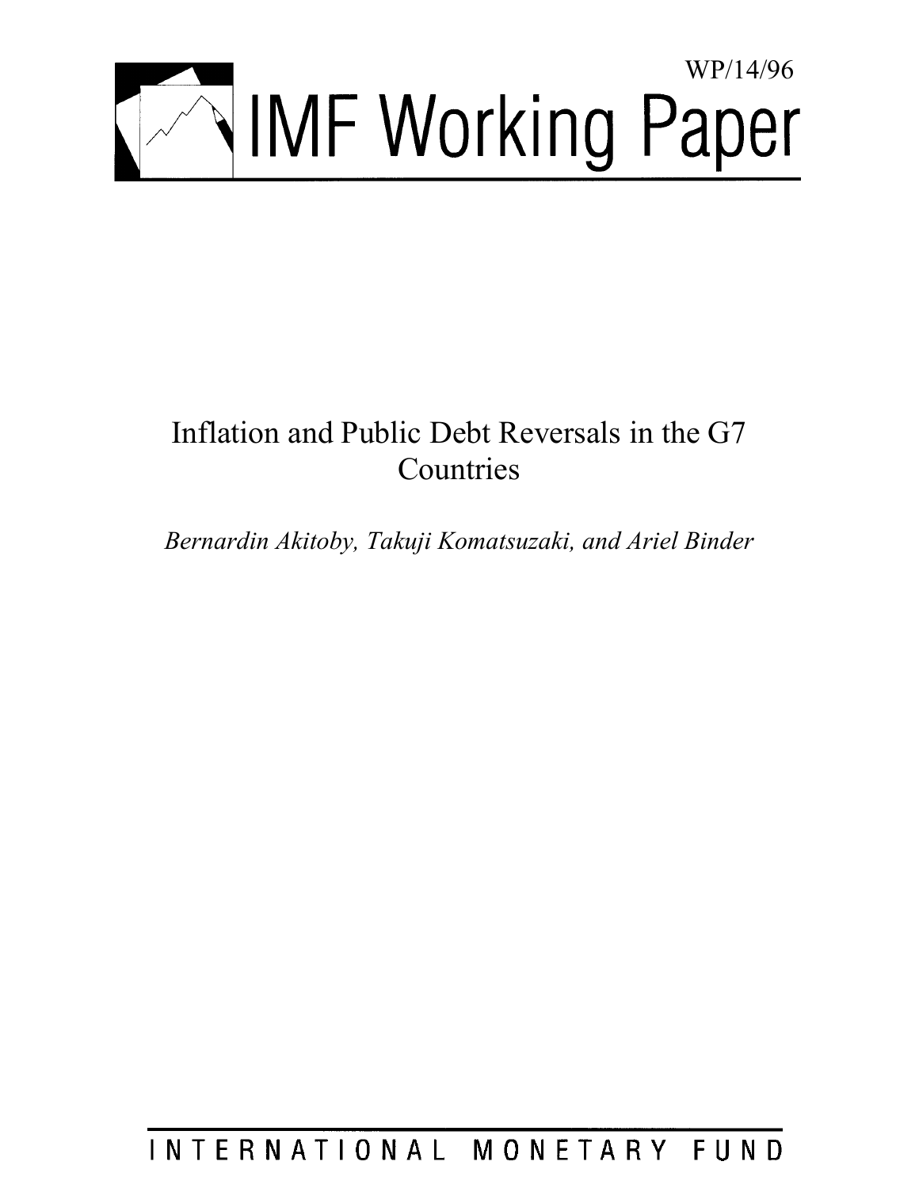WP/14/96

# IMF Working Paper

## Inflation and Public Debt Reversals in the G7 Countries

*Bernardin Akitoby, Takuji Komatsuzaki, and Ariel Binder*

INTERNATIONAL MONETARY FUND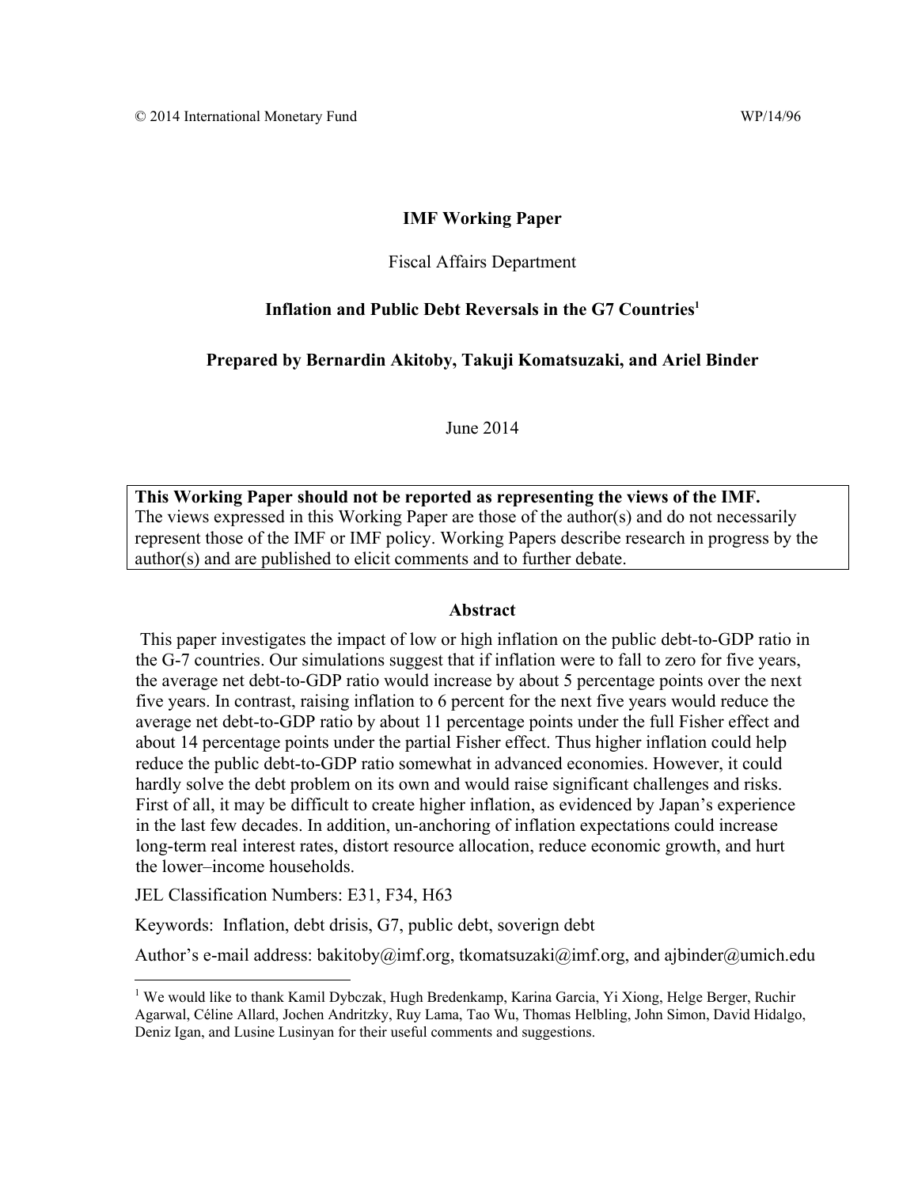© 2014 International Monetary Fund WP/14/96

**IMF Working Paper**

Fiscal Affairs Department

**Inflation and Public Debt Reversals in the G7 Countries**[1]

**Prepared by Bernardin Akitoby, Takuji Komatsuzaki, and Ariel Binder**

June 2014

**This Working Paper should not be reported as representing the views of the IMF.**
The views expressed in this Working Paper are those of the author(s) and do not necessarily represent those of the IMF or IMF policy. Working Papers describe research in progress by the author(s) and are published to elicit comments and to further debate.

**Abstract**

This paper investigates the impact of low or high inflation on the public debt-to-GDP ratio in the G-7 countries. Our simulations suggest that if inflation were to fall to zero for five years, the average net debt-to-GDP ratio would increase by about 5 percentage points over the next five years. In contrast, raising inflation to 6 percent for the next five years would reduce the average net debt-to-GDP ratio by about 11 percentage points under the full Fisher effect and about 14 percentage points under the partial Fisher effect. Thus higher inflation could help reduce the public debt-to-GDP ratio somewhat in advanced economies. However, it could hardly solve the debt problem on its own and would raise significant challenges and risks. First of all, it may be difficult to create higher inflation, as evidenced by Japan's experience in the last few decades. In addition, un-anchoring of inflation expectations could increase long-term real interest rates, distort resource allocation, reduce economic growth, and hurt the lower–income households.

JEL Classification Numbers: E31, F34, H63

Keywords: Inflation, debt drisis, G7, public debt, soverign debt

Author's e-mail address: bakitoby@imf.org, tkomatsuzaki@imf.org, and ajbinder@umich.edu

[1] We would like to thank Kamil Dybczak, Hugh Bredenkamp, Karina Garcia, Yi Xiong, Helge Berger, Ruchir Agarwal, Céline Allard, Jochen Andritzky, Ruy Lama, Tao Wu, Thomas Helbling, John Simon, David Hidalgo, Deniz Igan, and Lusine Lusinyan for their useful comments and suggestions.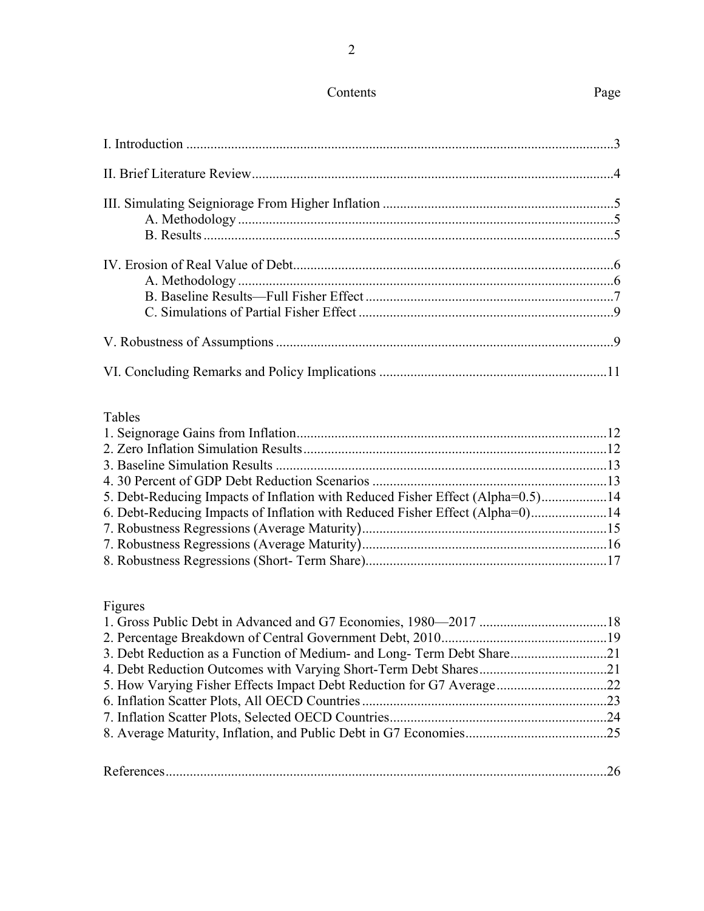Contents Page

I. Introduction ...3

II. Brief Literature Review...4

III. Simulating Seigniorage From Higher Inflation ...5
  A. Methodology ...5
  B. Results ...5

IV. Erosion of Real Value of Debt...6
  A. Methodology ...6
  B. Baseline Results—Full Fisher Effect ...7
  C. Simulations of Partial Fisher Effect ...9

V. Robustness of Assumptions ...9

VI. Concluding Remarks and Policy Implications ...11

Tables

1. Seignorage Gains from Inflation...12
2. Zero Inflation Simulation Results...12
3. Baseline Simulation Results ...13
4. 30 Percent of GDP Debt Reduction Scenarios ...13
5. Debt-Reducing Impacts of Inflation with Reduced Fisher Effect (Alpha=0.5)...14
6. Debt-Reducing Impacts of Inflation with Reduced Fisher Effect (Alpha=0)...14
7. Robustness Regressions (Average Maturity)...15
7. Robustness Regressions (Average Maturity)...16
8. Robustness Regressions (Short- Term Share)...17

Figures

1. Gross Public Debt in Advanced and G7 Economies, 1980—2017 ...18
2. Percentage Breakdown of Central Government Debt, 2010...19
3. Debt Reduction as a Function of Medium- and Long- Term Debt Share...21
4. Debt Reduction Outcomes with Varying Short-Term Debt Shares...21
5. How Varying Fisher Effects Impact Debt Reduction for G7 Average...22
6. Inflation Scatter Plots, All OECD Countries ...23
7. Inflation Scatter Plots, Selected OECD Countries...24
8. Average Maturity, Inflation, and Public Debt in G7 Economies...25

References...26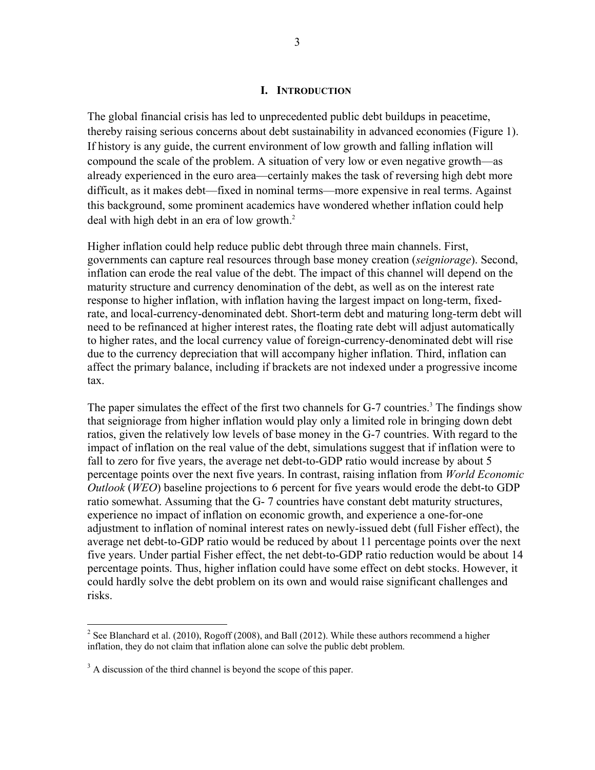## I. Introduction

The global financial crisis has led to unprecedented public debt buildups in peacetime, thereby raising serious concerns about debt sustainability in advanced economies (Figure 1). If history is any guide, the current environment of low growth and falling inflation will compound the scale of the problem. A situation of very low or even negative growth—as already experienced in the euro area—certainly makes the task of reversing high debt more difficult, as it makes debt—fixed in nominal terms—more expensive in real terms. Against this background, some prominent academics have wondered whether inflation could help deal with high debt in an era of low growth.[2]

Higher inflation could help reduce public debt through three main channels. First, governments can capture real resources through base money creation (*seigniorage*). Second, inflation can erode the real value of the debt. The impact of this channel will depend on the maturity structure and currency denomination of the debt, as well as on the interest rate response to higher inflation, with inflation having the largest impact on long-term, fixed-rate, and local-currency-denominated debt. Short-term debt and maturing long-term debt will need to be refinanced at higher interest rates, the floating rate debt will adjust automatically to higher rates, and the local currency value of foreign-currency-denominated debt will rise due to the currency depreciation that will accompany higher inflation. Third, inflation can affect the primary balance, including if brackets are not indexed under a progressive income tax.

The paper simulates the effect of the first two channels for G-7 countries.[3] The findings show that seigniorage from higher inflation would play only a limited role in bringing down debt ratios, given the relatively low levels of base money in the G-7 countries. With regard to the impact of inflation on the real value of the debt, simulations suggest that if inflation were to fall to zero for five years, the average net debt-to-GDP ratio would increase by about 5 percentage points over the next five years. In contrast, raising inflation from *World Economic Outlook* (*WEO*) baseline projections to 6 percent for five years would erode the debt-to GDP ratio somewhat. Assuming that the G- 7 countries have constant debt maturity structures, experience no impact of inflation on economic growth, and experience a one-for-one adjustment to inflation of nominal interest rates on newly-issued debt (full Fisher effect), the average net debt-to-GDP ratio would be reduced by about 11 percentage points over the next five years. Under partial Fisher effect, the net debt-to-GDP ratio reduction would be about 14 percentage points. Thus, higher inflation could have some effect on debt stocks. However, it could hardly solve the debt problem on its own and would raise significant challenges and risks.

---

[2] See Blanchard et al. (2010), Rogoff (2008), and Ball (2012). While these authors recommend a higher inflation, they do not claim that inflation alone can solve the public debt problem.

[3] A discussion of the third channel is beyond the scope of this paper.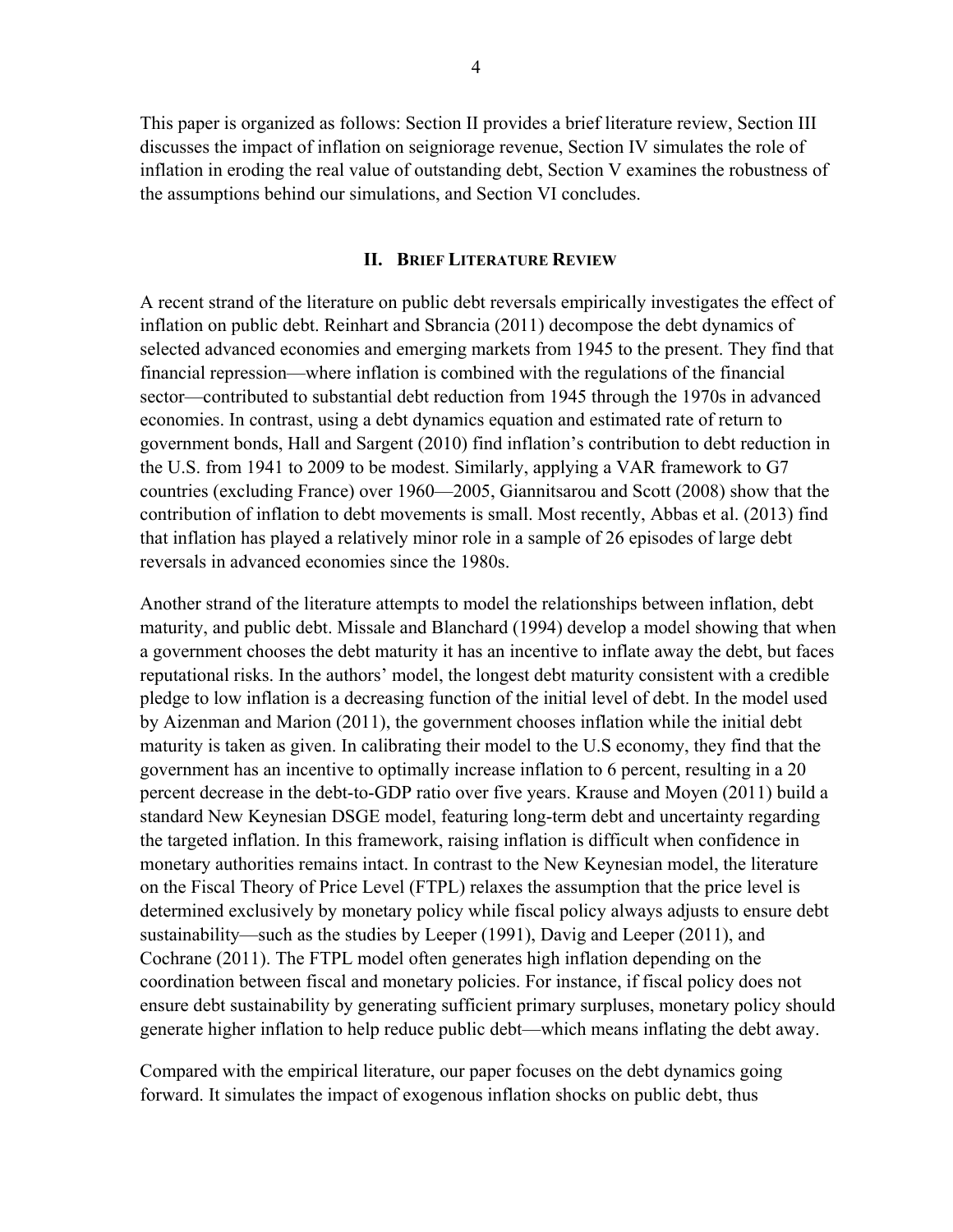This paper is organized as follows: Section II provides a brief literature review, Section III discusses the impact of inflation on seigniorage revenue, Section IV simulates the role of inflation in eroding the real value of outstanding debt, Section V examines the robustness of the assumptions behind our simulations, and Section VI concludes.

## II. Brief Literature Review

A recent strand of the literature on public debt reversals empirically investigates the effect of inflation on public debt. Reinhart and Sbrancia (2011) decompose the debt dynamics of selected advanced economies and emerging markets from 1945 to the present. They find that financial repression—where inflation is combined with the regulations of the financial sector—contributed to substantial debt reduction from 1945 through the 1970s in advanced economies. In contrast, using a debt dynamics equation and estimated rate of return to government bonds, Hall and Sargent (2010) find inflation's contribution to debt reduction in the U.S. from 1941 to 2009 to be modest. Similarly, applying a VAR framework to G7 countries (excluding France) over 1960—2005, Giannitsarou and Scott (2008) show that the contribution of inflation to debt movements is small. Most recently, Abbas et al. (2013) find that inflation has played a relatively minor role in a sample of 26 episodes of large debt reversals in advanced economies since the 1980s.

Another strand of the literature attempts to model the relationships between inflation, debt maturity, and public debt. Missale and Blanchard (1994) develop a model showing that when a government chooses the debt maturity it has an incentive to inflate away the debt, but faces reputational risks. In the authors' model, the longest debt maturity consistent with a credible pledge to low inflation is a decreasing function of the initial level of debt. In the model used by Aizenman and Marion (2011), the government chooses inflation while the initial debt maturity is taken as given. In calibrating their model to the U.S economy, they find that the government has an incentive to optimally increase inflation to 6 percent, resulting in a 20 percent decrease in the debt-to-GDP ratio over five years. Krause and Moyen (2011) build a standard New Keynesian DSGE model, featuring long-term debt and uncertainty regarding the targeted inflation. In this framework, raising inflation is difficult when confidence in monetary authorities remains intact. In contrast to the New Keynesian model, the literature on the Fiscal Theory of Price Level (FTPL) relaxes the assumption that the price level is determined exclusively by monetary policy while fiscal policy always adjusts to ensure debt sustainability—such as the studies by Leeper (1991), Davig and Leeper (2011), and Cochrane (2011). The FTPL model often generates high inflation depending on the coordination between fiscal and monetary policies. For instance, if fiscal policy does not ensure debt sustainability by generating sufficient primary surpluses, monetary policy should generate higher inflation to help reduce public debt—which means inflating the debt away.

Compared with the empirical literature, our paper focuses on the debt dynamics going forward. It simulates the impact of exogenous inflation shocks on public debt, thus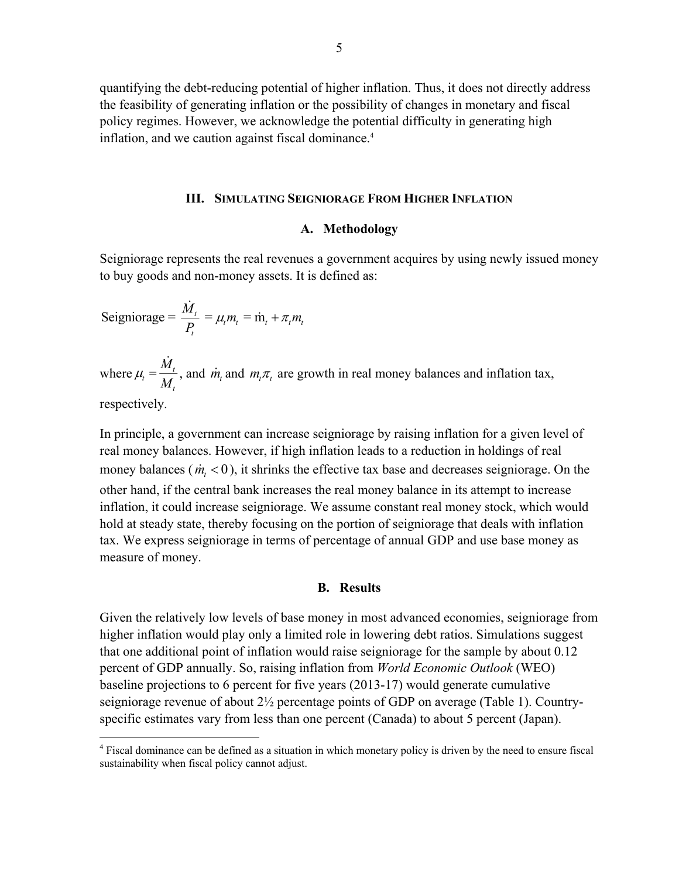quantifying the debt-reducing potential of higher inflation. Thus, it does not directly address the feasibility of generating inflation or the possibility of changes in monetary and fiscal policy regimes. However, we acknowledge the potential difficulty in generating high inflation, and we caution against fiscal dominance.[4]

## III. Simulating Seigniorage From Higher Inflation

### A. Methodology

Seigniorage represents the real revenues a government acquires by using newly issued money to buy goods and non-money assets. It is defined as:

$$\text{Seigniorage} = \frac{\dot{M}_t}{P_t} = \mu_t m_t = \dot{m}_t + \pi_t m_t$$

where $\mu_t = \frac{\dot{M}_t}{M_t}$, and $\dot{m}_t$ and $m_t \pi_t$ are growth in real money balances and inflation tax, respectively.

In principle, a government can increase seigniorage by raising inflation for a given level of real money balances. However, if high inflation leads to a reduction in holdings of real money balances ($\dot{m}_t < 0$), it shrinks the effective tax base and decreases seigniorage. On the other hand, if the central bank increases the real money balance in its attempt to increase inflation, it could increase seigniorage. We assume constant real money stock, which would hold at steady state, thereby focusing on the portion of seigniorage that deals with inflation tax. We express seigniorage in terms of percentage of annual GDP and use base money as measure of money.

### B. Results

Given the relatively low levels of base money in most advanced economies, seigniorage from higher inflation would play only a limited role in lowering debt ratios. Simulations suggest that one additional point of inflation would raise seigniorage for the sample by about 0.12 percent of GDP annually. So, raising inflation from *World Economic Outlook* (WEO) baseline projections to 6 percent for five years (2013-17) would generate cumulative seigniorage revenue of about 2½ percentage points of GDP on average (Table 1). Country-specific estimates vary from less than one percent (Canada) to about 5 percent (Japan).

[4] Fiscal dominance can be defined as a situation in which monetary policy is driven by the need to ensure fiscal sustainability when fiscal policy cannot adjust.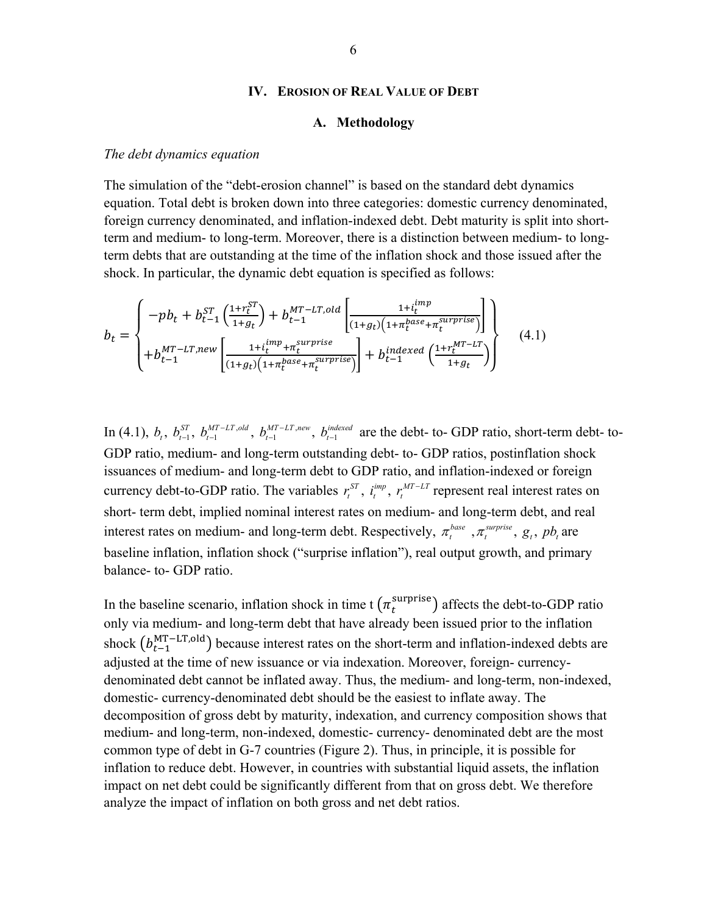## IV. Erosion of Real Value of Debt

### A. Methodology

*The debt dynamics equation*

The simulation of the "debt-erosion channel" is based on the standard debt dynamics equation. Total debt is broken down into three categories: domestic currency denominated, foreign currency denominated, and inflation-indexed debt. Debt maturity is split into short-term and medium- to long-term. Moreover, there is a distinction between medium- to long-term debts that are outstanding at the time of the inflation shock and those issued after the shock. In particular, the dynamic debt equation is specified as follows:

$$b_t = \left\{ \begin{aligned} & -pb_t + b_{t-1}^{ST}\left(\frac{1+r_t^{ST}}{1+g_t}\right) + b_{t-1}^{MT-LT,old}\left[\frac{1+i_t^{imp}}{(1+g_t)\left(1+\pi_t^{base}+\pi_t^{surprise}\right)}\right] \\ & +b_{t-1}^{MT-LT,new}\left[\frac{1+i_t^{imp}+\pi_t^{surprise}}{(1+g_t)\left(1+\pi_t^{base}+\pi_t^{surprise}\right)}\right] + b_{t-1}^{indexed}\left(\frac{1+r_t^{MT-LT}}{1+g_t}\right) \end{aligned} \right\} \tag{4.1}$$

In (4.1), $b_t$, $b_{t-1}^{ST}$, $b_{t-1}^{MT-LT,old}$, $b_{t-1}^{MT-LT,new}$, $b_{t-1}^{indexed}$ are the debt- to- GDP ratio, short-term debt- to-GDP ratio, medium- and long-term outstanding debt- to- GDP ratios, postinflation shock issuances of medium- and long-term debt to GDP ratio, and inflation-indexed or foreign currency debt-to-GDP ratio. The variables $r_t^{ST}$, $i_t^{imp}$, $r_t^{MT-LT}$ represent real interest rates on short- term debt, implied nominal interest rates on medium- and long-term debt, and real interest rates on medium- and long-term debt. Respectively, $\pi_t^{base}$ , $\pi_t^{surprise}$, $g_t$, $pb_t$ are baseline inflation, inflation shock ("surprise inflation"), real output growth, and primary balance- to- GDP ratio.

In the baseline scenario, inflation shock in time t $\left(\pi_t^{\text{surprise}}\right)$ affects the debt-to-GDP ratio only via medium- and long-term debt that have already been issued prior to the inflation shock $\left(b_{t-1}^{\text{MT-LT,old}}\right)$ because interest rates on the short-term and inflation-indexed debts are adjusted at the time of new issuance or via indexation. Moreover, foreign- currency-denominated debt cannot be inflated away. Thus, the medium- and long-term, non-indexed, domestic- currency-denominated debt should be the easiest to inflate away. The decomposition of gross debt by maturity, indexation, and currency composition shows that medium- and long-term, non-indexed, domestic- currency- denominated debt are the most common type of debt in G-7 countries (Figure 2). Thus, in principle, it is possible for inflation to reduce debt. However, in countries with substantial liquid assets, the inflation impact on net debt could be significantly different from that on gross debt. We therefore analyze the impact of inflation on both gross and net debt ratios.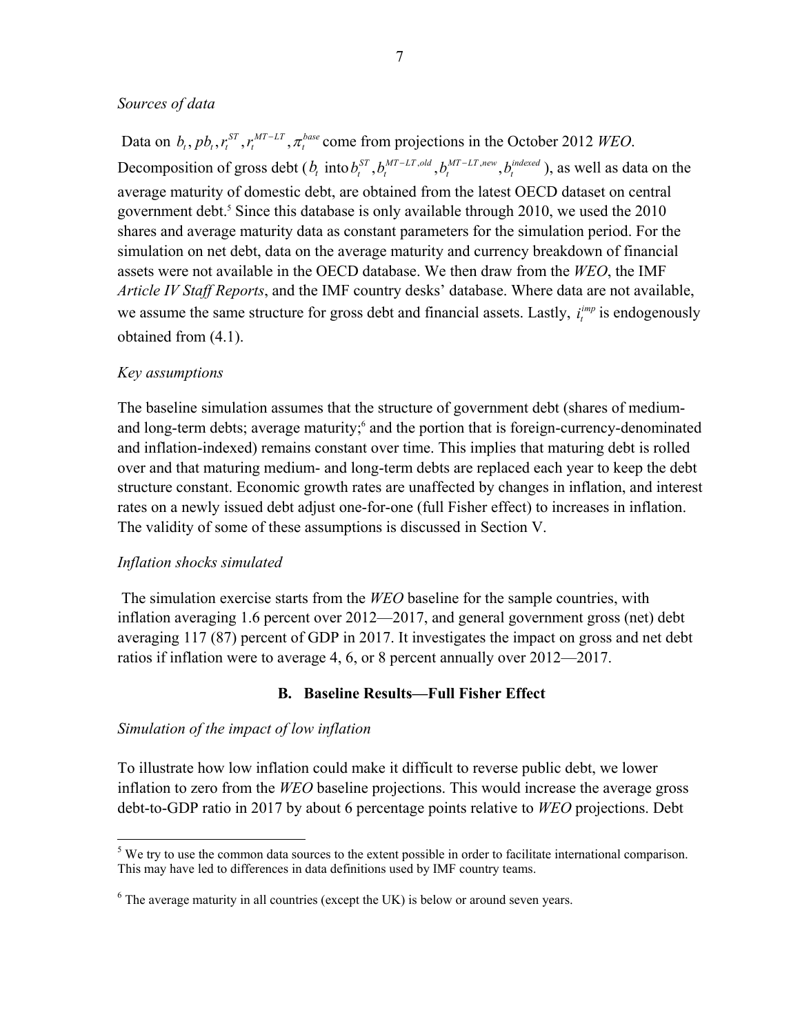*Sources of data*

Data on $b_t, pb_t, r_t^{ST}, r_t^{MT-LT}, \pi_t^{base}$ come from projections in the October 2012 *WEO*. Decomposition of gross debt ($b_t$ into $b_t^{ST}, b_t^{MT-LT,old}, b_t^{MT-LT,new}, b_t^{indexed}$), as well as data on the average maturity of domestic debt, are obtained from the latest OECD dataset on central government debt.[5] Since this database is only available through 2010, we used the 2010 shares and average maturity data as constant parameters for the simulation period. For the simulation on net debt, data on the average maturity and currency breakdown of financial assets were not available in the OECD database. We then draw from the *WEO*, the IMF *Article IV Staff Reports*, and the IMF country desks' database. Where data are not available, we assume the same structure for gross debt and financial assets. Lastly, $i_t^{imp}$ is endogenously obtained from (4.1).

*Key assumptions*

The baseline simulation assumes that the structure of government debt (shares of medium- and long-term debts; average maturity;[6] and the portion that is foreign-currency-denominated and inflation-indexed) remains constant over time. This implies that maturing debt is rolled over and that maturing medium- and long-term debts are replaced each year to keep the debt structure constant. Economic growth rates are unaffected by changes in inflation, and interest rates on a newly issued debt adjust one-for-one (full Fisher effect) to increases in inflation. The validity of some of these assumptions is discussed in Section V.

*Inflation shocks simulated*

The simulation exercise starts from the *WEO* baseline for the sample countries, with inflation averaging 1.6 percent over 2012—2017, and general government gross (net) debt averaging 117 (87) percent of GDP in 2017. It investigates the impact on gross and net debt ratios if inflation were to average 4, 6, or 8 percent annually over 2012—2017.

## B. Baseline Results—Full Fisher Effect

*Simulation of the impact of low inflation*

To illustrate how low inflation could make it difficult to reverse public debt, we lower inflation to zero from the *WEO* baseline projections. This would increase the average gross debt-to-GDP ratio in 2017 by about 6 percentage points relative to *WEO* projections. Debt

---

[5] We try to use the common data sources to the extent possible in order to facilitate international comparison. This may have led to differences in data definitions used by IMF country teams.

[6] The average maturity in all countries (except the UK) is below or around seven years.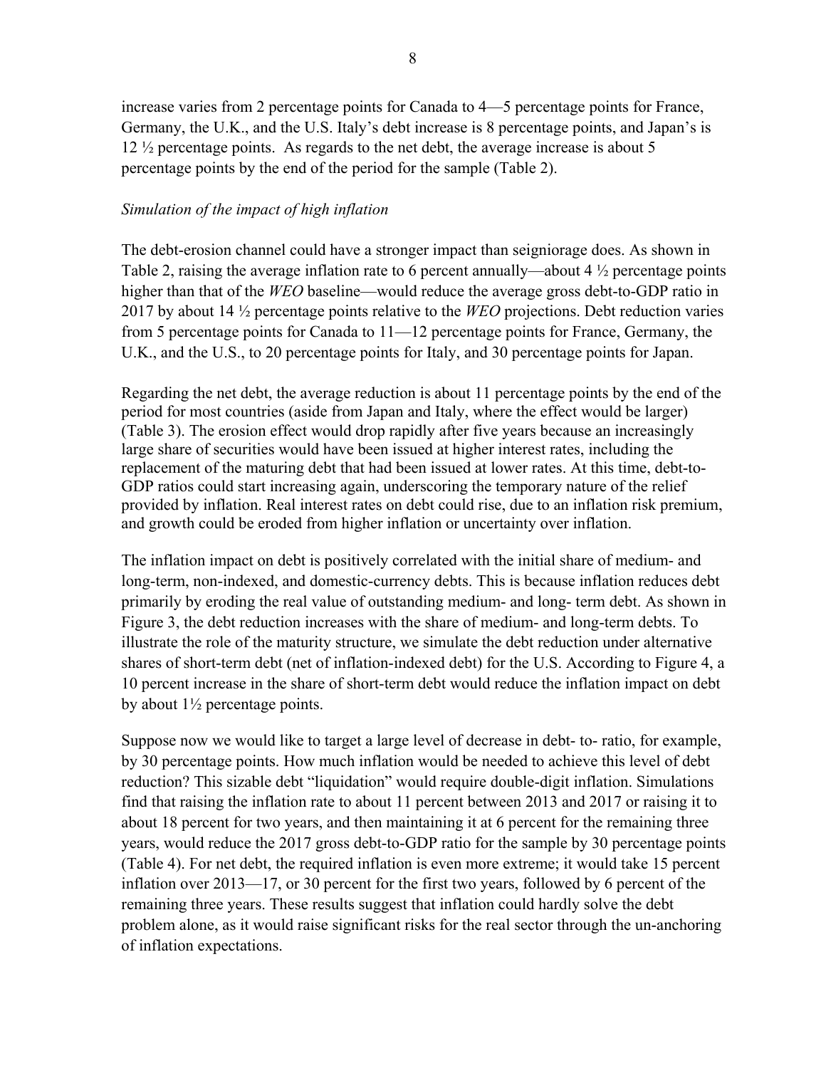increase varies from 2 percentage points for Canada to 4—5 percentage points for France, Germany, the U.K., and the U.S. Italy's debt increase is 8 percentage points, and Japan's is 12 ½ percentage points. As regards to the net debt, the average increase is about 5 percentage points by the end of the period for the sample (Table 2).

*Simulation of the impact of high inflation*

The debt-erosion channel could have a stronger impact than seigniorage does. As shown in Table 2, raising the average inflation rate to 6 percent annually—about 4 ½ percentage points higher than that of the *WEO* baseline—would reduce the average gross debt-to-GDP ratio in 2017 by about 14 ½ percentage points relative to the *WEO* projections. Debt reduction varies from 5 percentage points for Canada to 11—12 percentage points for France, Germany, the U.K., and the U.S., to 20 percentage points for Italy, and 30 percentage points for Japan.

Regarding the net debt, the average reduction is about 11 percentage points by the end of the period for most countries (aside from Japan and Italy, where the effect would be larger) (Table 3). The erosion effect would drop rapidly after five years because an increasingly large share of securities would have been issued at higher interest rates, including the replacement of the maturing debt that had been issued at lower rates. At this time, debt-to-GDP ratios could start increasing again, underscoring the temporary nature of the relief provided by inflation. Real interest rates on debt could rise, due to an inflation risk premium, and growth could be eroded from higher inflation or uncertainty over inflation.

The inflation impact on debt is positively correlated with the initial share of medium- and long-term, non-indexed, and domestic-currency debts. This is because inflation reduces debt primarily by eroding the real value of outstanding medium- and long- term debt. As shown in Figure 3, the debt reduction increases with the share of medium- and long-term debts. To illustrate the role of the maturity structure, we simulate the debt reduction under alternative shares of short-term debt (net of inflation-indexed debt) for the U.S. According to Figure 4, a 10 percent increase in the share of short-term debt would reduce the inflation impact on debt by about 1½ percentage points.

Suppose now we would like to target a large level of decrease in debt- to- ratio, for example, by 30 percentage points. How much inflation would be needed to achieve this level of debt reduction? This sizable debt "liquidation" would require double-digit inflation. Simulations find that raising the inflation rate to about 11 percent between 2013 and 2017 or raising it to about 18 percent for two years, and then maintaining it at 6 percent for the remaining three years, would reduce the 2017 gross debt-to-GDP ratio for the sample by 30 percentage points (Table 4). For net debt, the required inflation is even more extreme; it would take 15 percent inflation over 2013—17, or 30 percent for the first two years, followed by 6 percent of the remaining three years. These results suggest that inflation could hardly solve the debt problem alone, as it would raise significant risks for the real sector through the un-anchoring of inflation expectations.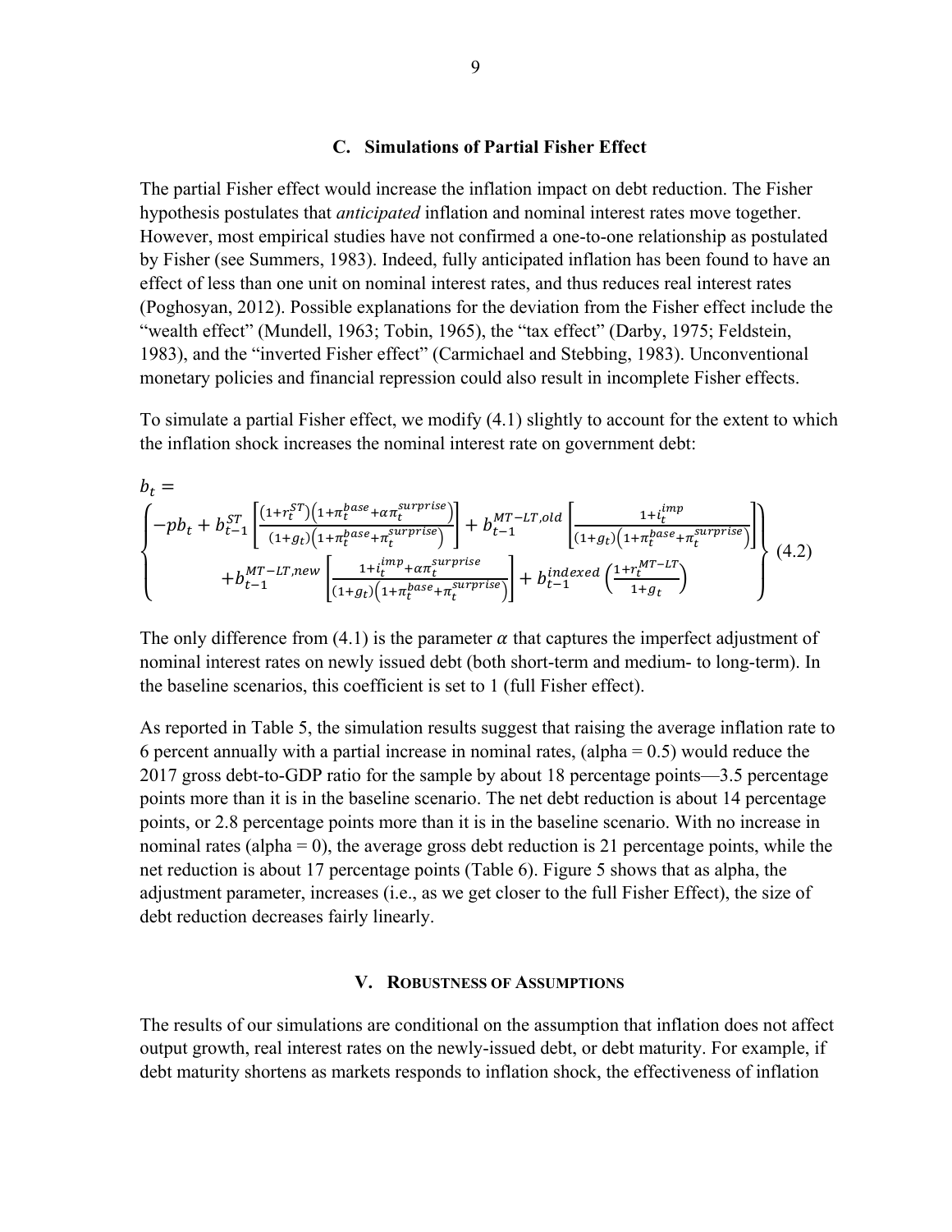### C. Simulations of Partial Fisher Effect

The partial Fisher effect would increase the inflation impact on debt reduction. The Fisher hypothesis postulates that *anticipated* inflation and nominal interest rates move together. However, most empirical studies have not confirmed a one-to-one relationship as postulated by Fisher (see Summers, 1983). Indeed, fully anticipated inflation has been found to have an effect of less than one unit on nominal interest rates, and thus reduces real interest rates (Poghosyan, 2012). Possible explanations for the deviation from the Fisher effect include the "wealth effect" (Mundell, 1963; Tobin, 1965), the "tax effect" (Darby, 1975; Feldstein, 1983), and the "inverted Fisher effect" (Carmichael and Stebbing, 1983). Unconventional monetary policies and financial repression could also result in incomplete Fisher effects.

To simulate a partial Fisher effect, we modify (4.1) slightly to account for the extent to which the inflation shock increases the nominal interest rate on government debt:

$$
b_t = \left\{ \begin{array}{c} -pb_t + b_{t-1}^{ST}\left[\frac{(1+r_t^{ST})\left(1+\pi_t^{base}+\alpha\pi_t^{surprise}\right)}{(1+g_t)\left(1+\pi_t^{base}+\pi_t^{surprise}\right)}\right] + b_{t-1}^{MT-LT,old}\left[\frac{1+i_t^{imp}}{(1+g_t)\left(1+\pi_t^{base}+\pi_t^{surprise}\right)}\right] \\ +b_{t-1}^{MT-LT,new}\left[\frac{1+i_t^{imp}+\alpha\pi_t^{surprise}}{(1+g_t)\left(1+\pi_t^{base}+\pi_t^{surprise}\right)}\right] + b_{t-1}^{indexed}\left(\frac{1+r_t^{MT-LT}}{1+g_t}\right) \end{array} \right\} \quad (4.2)
$$

The only difference from (4.1) is the parameter $\alpha$ that captures the imperfect adjustment of nominal interest rates on newly issued debt (both short-term and medium- to long-term). In the baseline scenarios, this coefficient is set to 1 (full Fisher effect).

As reported in Table 5, the simulation results suggest that raising the average inflation rate to 6 percent annually with a partial increase in nominal rates, (alpha = 0.5) would reduce the 2017 gross debt-to-GDP ratio for the sample by about 18 percentage points—3.5 percentage points more than it is in the baseline scenario. The net debt reduction is about 14 percentage points, or 2.8 percentage points more than it is in the baseline scenario. With no increase in nominal rates (alpha = 0), the average gross debt reduction is 21 percentage points, while the net reduction is about 17 percentage points (Table 6). Figure 5 shows that as alpha, the adjustment parameter, increases (i.e., as we get closer to the full Fisher Effect), the size of debt reduction decreases fairly linearly.

## V. Robustness of Assumptions

The results of our simulations are conditional on the assumption that inflation does not affect output growth, real interest rates on the newly-issued debt, or debt maturity. For example, if debt maturity shortens as markets responds to inflation shock, the effectiveness of inflation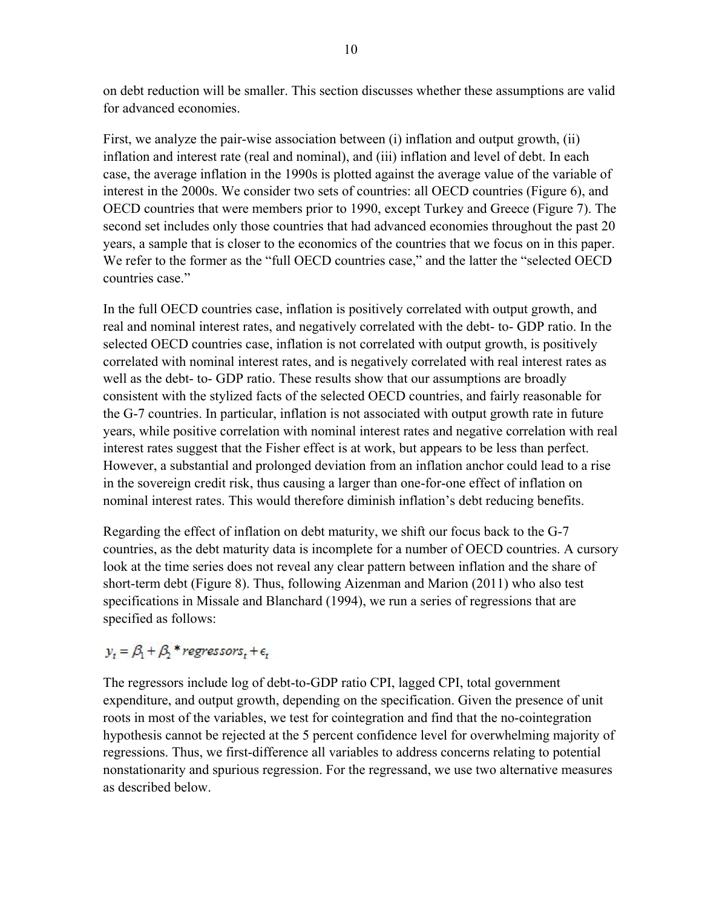on debt reduction will be smaller. This section discusses whether these assumptions are valid for advanced economies.

First, we analyze the pair-wise association between (i) inflation and output growth, (ii) inflation and interest rate (real and nominal), and (iii) inflation and level of debt. In each case, the average inflation in the 1990s is plotted against the average value of the variable of interest in the 2000s. We consider two sets of countries: all OECD countries (Figure 6), and OECD countries that were members prior to 1990, except Turkey and Greece (Figure 7). The second set includes only those countries that had advanced economies throughout the past 20 years, a sample that is closer to the economics of the countries that we focus on in this paper. We refer to the former as the "full OECD countries case," and the latter the "selected OECD countries case."

In the full OECD countries case, inflation is positively correlated with output growth, and real and nominal interest rates, and negatively correlated with the debt- to- GDP ratio. In the selected OECD countries case, inflation is not correlated with output growth, is positively correlated with nominal interest rates, and is negatively correlated with real interest rates as well as the debt- to- GDP ratio. These results show that our assumptions are broadly consistent with the stylized facts of the selected OECD countries, and fairly reasonable for the G-7 countries. In particular, inflation is not associated with output growth rate in future years, while positive correlation with nominal interest rates and negative correlation with real interest rates suggest that the Fisher effect is at work, but appears to be less than perfect. However, a substantial and prolonged deviation from an inflation anchor could lead to a rise in the sovereign credit risk, thus causing a larger than one-for-one effect of inflation on nominal interest rates. This would therefore diminish inflation's debt reducing benefits.

Regarding the effect of inflation on debt maturity, we shift our focus back to the G-7 countries, as the debt maturity data is incomplete for a number of OECD countries. A cursory look at the time series does not reveal any clear pattern between inflation and the share of short-term debt (Figure 8). Thus, following Aizenman and Marion (2011) who also test specifications in Missale and Blanchard (1994), we run a series of regressions that are specified as follows:

$$y_t = \beta_1 + \beta_2 * regressors_t + \epsilon_t$$

The regressors include log of debt-to-GDP ratio CPI, lagged CPI, total government expenditure, and output growth, depending on the specification. Given the presence of unit roots in most of the variables, we test for cointegration and find that the no-cointegration hypothesis cannot be rejected at the 5 percent confidence level for overwhelming majority of regressions. Thus, we first-difference all variables to address concerns relating to potential nonstationarity and spurious regression. For the regressand, we use two alternative measures as described below.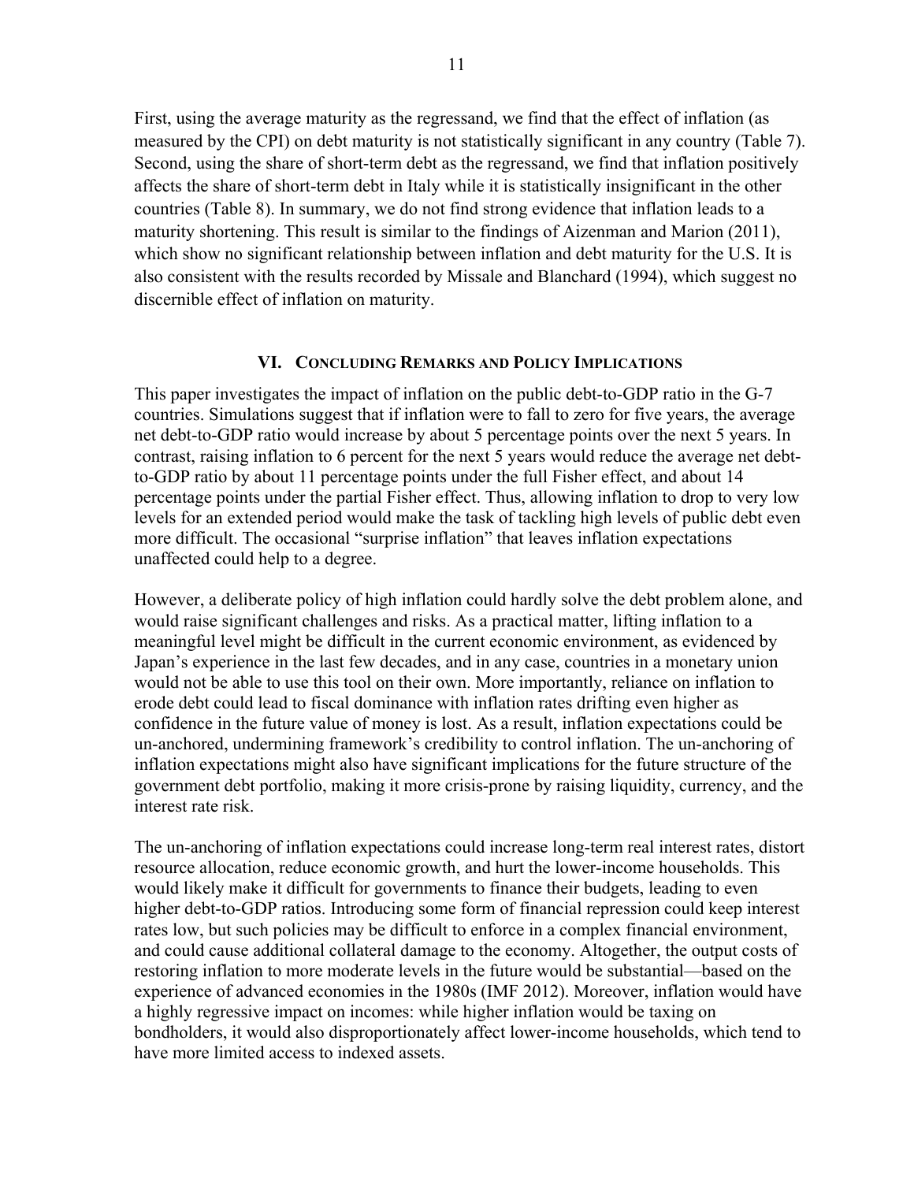First, using the average maturity as the regressand, we find that the effect of inflation (as measured by the CPI) on debt maturity is not statistically significant in any country (Table 7). Second, using the share of short-term debt as the regressand, we find that inflation positively affects the share of short-term debt in Italy while it is statistically insignificant in the other countries (Table 8). In summary, we do not find strong evidence that inflation leads to a maturity shortening. This result is similar to the findings of Aizenman and Marion (2011), which show no significant relationship between inflation and debt maturity for the U.S. It is also consistent with the results recorded by Missale and Blanchard (1994), which suggest no discernible effect of inflation on maturity.

## VI. Concluding Remarks and Policy Implications

This paper investigates the impact of inflation on the public debt-to-GDP ratio in the G-7 countries. Simulations suggest that if inflation were to fall to zero for five years, the average net debt-to-GDP ratio would increase by about 5 percentage points over the next 5 years. In contrast, raising inflation to 6 percent for the next 5 years would reduce the average net debt-to-GDP ratio by about 11 percentage points under the full Fisher effect, and about 14 percentage points under the partial Fisher effect. Thus, allowing inflation to drop to very low levels for an extended period would make the task of tackling high levels of public debt even more difficult. The occasional "surprise inflation" that leaves inflation expectations unaffected could help to a degree.

However, a deliberate policy of high inflation could hardly solve the debt problem alone, and would raise significant challenges and risks. As a practical matter, lifting inflation to a meaningful level might be difficult in the current economic environment, as evidenced by Japan's experience in the last few decades, and in any case, countries in a monetary union would not be able to use this tool on their own. More importantly, reliance on inflation to erode debt could lead to fiscal dominance with inflation rates drifting even higher as confidence in the future value of money is lost. As a result, inflation expectations could be un-anchored, undermining framework's credibility to control inflation. The un-anchoring of inflation expectations might also have significant implications for the future structure of the government debt portfolio, making it more crisis-prone by raising liquidity, currency, and the interest rate risk.

The un-anchoring of inflation expectations could increase long-term real interest rates, distort resource allocation, reduce economic growth, and hurt the lower-income households. This would likely make it difficult for governments to finance their budgets, leading to even higher debt-to-GDP ratios. Introducing some form of financial repression could keep interest rates low, but such policies may be difficult to enforce in a complex financial environment, and could cause additional collateral damage to the economy. Altogether, the output costs of restoring inflation to more moderate levels in the future would be substantial—based on the experience of advanced economies in the 1980s (IMF 2012). Moreover, inflation would have a highly regressive impact on incomes: while higher inflation would be taxing on bondholders, it would also disproportionately affect lower-income households, which tend to have more limited access to indexed assets.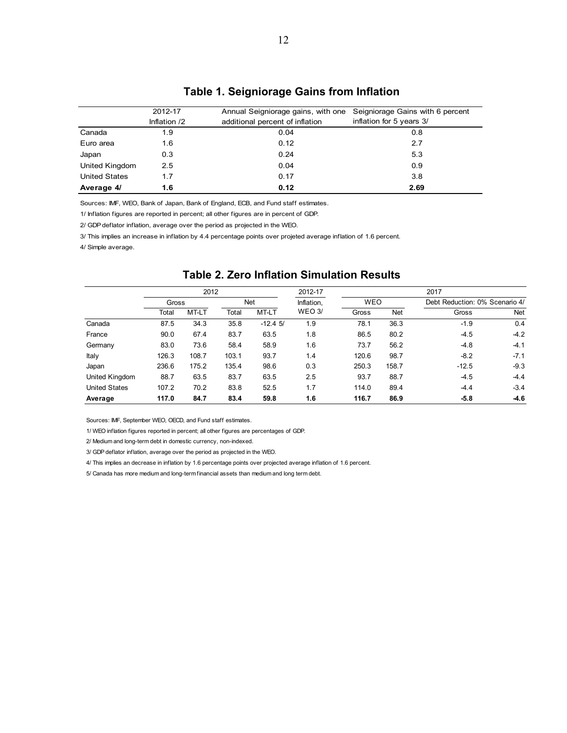## Table 1. Seigniorage Gains from Inflation

| | 2012-17 Inflation /2 | Annual Seigniorage gains, with one additional percent of inflation | Seigniorage Gains with 6 percent inflation for 5 years 3/ |
|---|---|---|---|
| Canada | 1.9 | 0.04 | 0.8 |
| Euro area | 1.6 | 0.12 | 2.7 |
| Japan | 0.3 | 0.24 | 5.3 |
| United Kingdom | 2.5 | 0.04 | 0.9 |
| United States | 1.7 | 0.17 | 3.8 |
| **Average 4/** | **1.6** | **0.12** | **2.69** |

Sources: IMF, WEO, Bank of Japan, Bank of England, ECB, and Fund staff estimates.

1/ Inflation figures are reported in percent; all other figures are in percent of GDP.

2/ GDP deflator inflation, average over the period as projected in the WEO.

3/ This implies an increase in inflation by 4.4 percentage points over projeted average inflation of 1.6 percent.

4/ Simple average.

## Table 2. Zero Inflation Simulation Results

| | 2012 | | | | 2012-17 | 2017 | | | |
|---|---|---|---|---|---|---|---|---|---|
| | Gross | | Net | | Inflation, | WEO | | Debt Reduction: 0% Scenario 4/ | |
| | Total | MT-LT | Total | MT-LT | WEO 3/ | Gross | Net | Gross | Net |
| Canada | 87.5 | 34.3 | 35.8 | -12.4 5/ | 1.9 | 78.1 | 36.3 | -1.9 | 0.4 |
| France | 90.0 | 67.4 | 83.7 | 63.5 | 1.8 | 86.5 | 80.2 | -4.5 | -4.2 |
| Germany | 83.0 | 73.6 | 58.4 | 58.9 | 1.6 | 73.7 | 56.2 | -4.8 | -4.1 |
| Italy | 126.3 | 108.7 | 103.1 | 93.7 | 1.4 | 120.6 | 98.7 | -8.2 | -7.1 |
| Japan | 236.6 | 175.2 | 135.4 | 98.6 | 0.3 | 250.3 | 158.7 | -12.5 | -9.3 |
| United Kingdom | 88.7 | 63.5 | 83.7 | 63.5 | 2.5 | 93.7 | 88.7 | -4.5 | -4.4 |
| United States | 107.2 | 70.2 | 83.8 | 52.5 | 1.7 | 114.0 | 89.4 | -4.4 | -3.4 |
| **Average** | **117.0** | **84.7** | **83.4** | **59.8** | **1.6** | **116.7** | **86.9** | **-5.8** | **-4.6** |

Sources: IMF, September WEO, OECD, and Fund staff estimates.

1/ WEO inflation figures reported in percent; all other figures are percentages of GDP.

2/ Medium and long-term debt in domestic currency, non-indexed.

3/ GDP deflator inflation, average over the period as projected in the WEO.

4/ This implies an decrease in inflation by 1.6 percentage points over projected average inflation of 1.6 percent.

5/ Canada has more medium and long-term financial assets than medium and long term debt.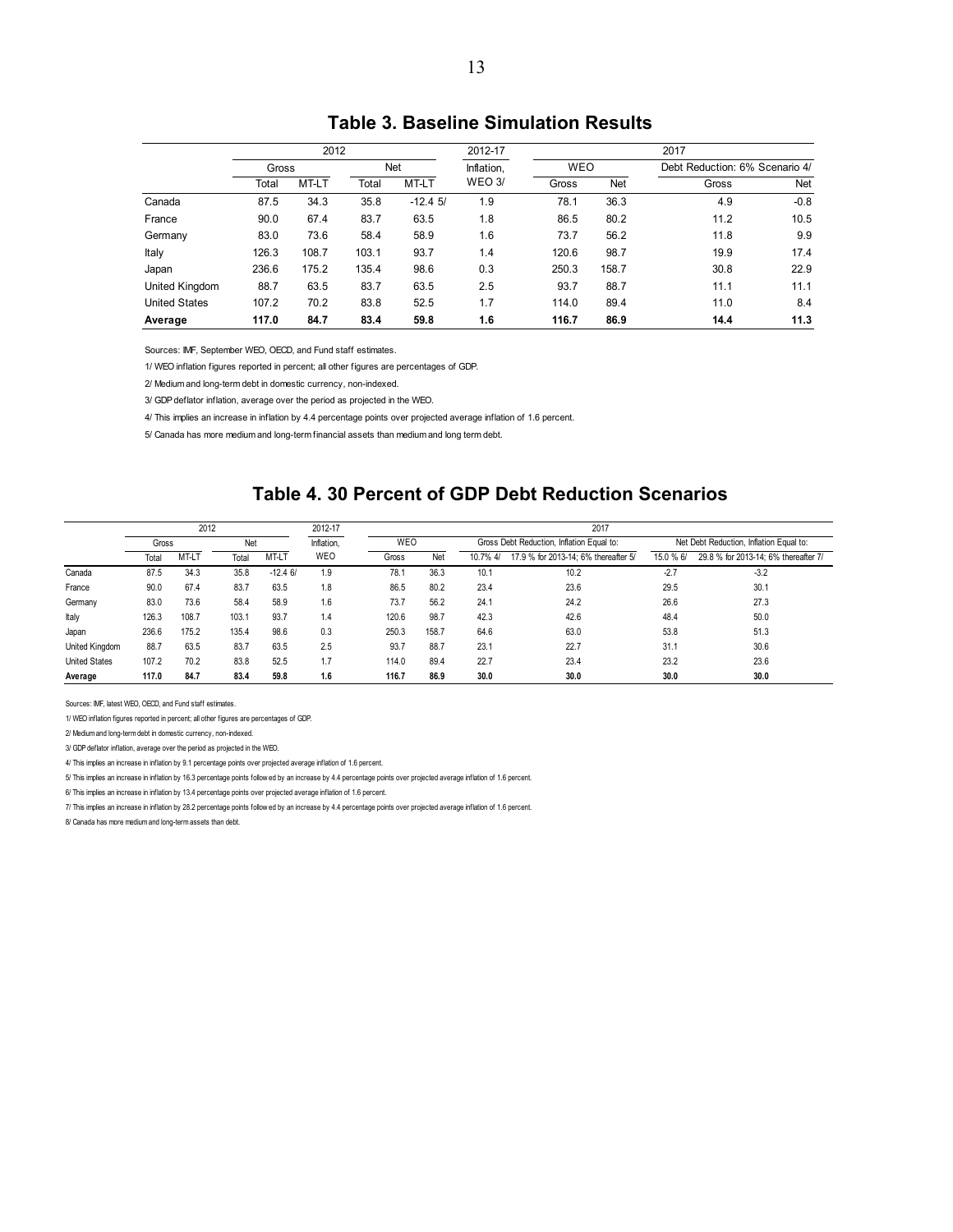## Table 3. Baseline Simulation Results

| | 2012 | | | | 2012-17 | 2017 | | | |
|---|---|---|---|---|---|---|---|---|---|
| | Gross | | Net | | Inflation, | WEO | | Debt Reduction: 6% Scenario 4/ | |
| | Total | MT-LT | Total | MT-LT | WEO 3/ | Gross | Net | Gross | Net |
| Canada | 87.5 | 34.3 | 35.8 | -12.4 5/ | 1.9 | 78.1 | 36.3 | 4.9 | -0.8 |
| France | 90.0 | 67.4 | 83.7 | 63.5 | 1.8 | 86.5 | 80.2 | 11.2 | 10.5 |
| Germany | 83.0 | 73.6 | 58.4 | 58.9 | 1.6 | 73.7 | 56.2 | 11.8 | 9.9 |
| Italy | 126.3 | 108.7 | 103.1 | 93.7 | 1.4 | 120.6 | 98.7 | 19.9 | 17.4 |
| Japan | 236.6 | 175.2 | 135.4 | 98.6 | 0.3 | 250.3 | 158.7 | 30.8 | 22.9 |
| United Kingdom | 88.7 | 63.5 | 83.7 | 63.5 | 2.5 | 93.7 | 88.7 | 11.1 | 11.1 |
| United States | 107.2 | 70.2 | 83.8 | 52.5 | 1.7 | 114.0 | 89.4 | 11.0 | 8.4 |
| **Average** | **117.0** | **84.7** | **83.4** | **59.8** | **1.6** | **116.7** | **86.9** | **14.4** | **11.3** |

Sources: IMF, September WEO, OECD, and Fund staff estimates.

1/ WEO inflation figures reported in percent; all other figures are percentages of GDP.

2/ Medium and long-term debt in domestic currency, non-indexed.

3/ GDP deflator inflation, average over the period as projected in the WEO.

4/ This implies an increase in inflation by 4.4 percentage points over projected average inflation of 1.6 percent.

5/ Canada has more medium and long-term financial assets than medium and long term debt.

## Table 4. 30 Percent of GDP Debt Reduction Scenarios

| | 2012 | | | | 2012-17 | 2017 | | | | | |
|---|---|---|---|---|---|---|---|---|---|---|---|
| | Gross | | Net | | Inflation, | WEO | | Gross Debt Reduction, Inflation Equal to: | | Net Debt Reduction, Inflation Equal to: | |
| | Total | MT-LT | Total | MT-LT | WEO | Gross | Net | 10.7% 4/ | 17.9 % for 2013-14; 6% thereafter 5/ | 15.0 % 6/ | 29.8 % for 2013-14; 6% thereafter 7/ |
| Canada | 87.5 | 34.3 | 35.8 | -12.4 6/ | 1.9 | 78.1 | 36.3 | 10.1 | 10.2 | -2.7 | -3.2 |
| France | 90.0 | 67.4 | 83.7 | 63.5 | 1.8 | 86.5 | 80.2 | 23.4 | 23.6 | 29.5 | 30.1 |
| Germany | 83.0 | 73.6 | 58.4 | 58.9 | 1.6 | 73.7 | 56.2 | 24.1 | 24.2 | 26.6 | 27.3 |
| Italy | 126.3 | 108.7 | 103.1 | 93.7 | 1.4 | 120.6 | 98.7 | 42.3 | 42.6 | 48.4 | 50.0 |
| Japan | 236.6 | 175.2 | 135.4 | 98.6 | 0.3 | 250.3 | 158.7 | 64.6 | 63.0 | 53.8 | 51.3 |
| United Kingdom | 88.7 | 63.5 | 83.7 | 63.5 | 2.5 | 93.7 | 88.7 | 23.1 | 22.7 | 31.1 | 30.6 |
| United States | 107.2 | 70.2 | 83.8 | 52.5 | 1.7 | 114.0 | 89.4 | 22.7 | 23.4 | 23.2 | 23.6 |
| **Average** | **117.0** | **84.7** | **83.4** | **59.8** | **1.6** | **116.7** | **86.9** | **30.0** | **30.0** | **30.0** | **30.0** |

Sources: IMF, latest WEO, OECD, and Fund staff estimates.

1/ WEO inflation figures reported in percent; all other figures are percentages of GDP.

2/ Medium and long-term debt in domestic currency, non-indexed.

3/ GDP deflator inflation, average over the period as projected in the WEO.

4/ This implies an increase in inflation by 9.1 percentage points over projected average inflation of 1.6 percent.

5/ This implies an increase in inflation by 16.3 percentage points followed by an increase by 4.4 percentage points over projected average inflation of 1.6 percent.

6/ This implies an increase in inflation by 13.4 percentage points over projected average inflation of 1.6 percent.

7/ This implies an increase in inflation by 28.2 percentage points followed by an increase by 4.4 percentage points over projected average inflation of 1.6 percent.

8/ Canada has more medium and long-term assets than debt.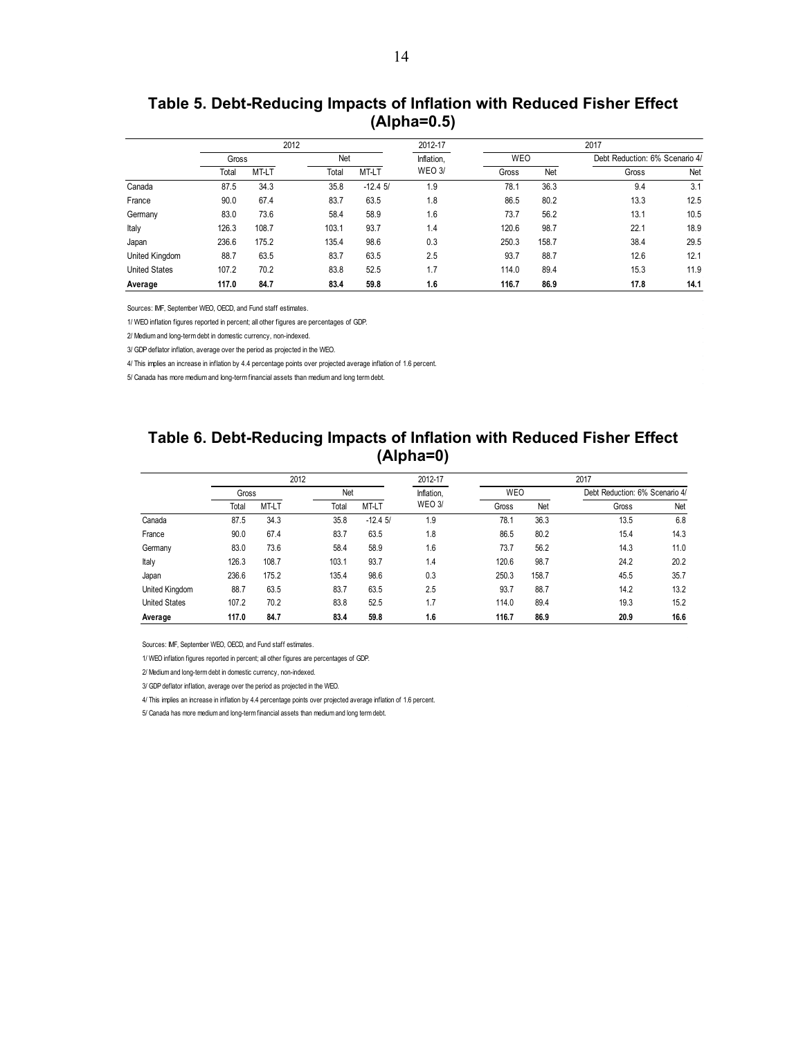## Table 5. Debt-Reducing Impacts of Inflation with Reduced Fisher Effect (Alpha=0.5)

| | 2012 | | | | 2012-17 | 2017 | | | |
|---|---|---|---|---|---|---|---|---|---|
| | Gross | | Net | | Inflation, | WEO | | Debt Reduction: 6% Scenario 4/ | |
| | Total | MT-LT | Total | MT-LT | WEO 3/ | Gross | Net | Gross | Net |
| Canada | 87.5 | 34.3 | 35.8 | -12.4 5/ | 1.9 | 78.1 | 36.3 | 9.4 | 3.1 |
| France | 90.0 | 67.4 | 83.7 | 63.5 | 1.8 | 86.5 | 80.2 | 13.3 | 12.5 |
| Germany | 83.0 | 73.6 | 58.4 | 58.9 | 1.6 | 73.7 | 56.2 | 13.1 | 10.5 |
| Italy | 126.3 | 108.7 | 103.1 | 93.7 | 1.4 | 120.6 | 98.7 | 22.1 | 18.9 |
| Japan | 236.6 | 175.2 | 135.4 | 98.6 | 0.3 | 250.3 | 158.7 | 38.4 | 29.5 |
| United Kingdom | 88.7 | 63.5 | 83.7 | 63.5 | 2.5 | 93.7 | 88.7 | 12.6 | 12.1 |
| United States | 107.2 | 70.2 | 83.8 | 52.5 | 1.7 | 114.0 | 89.4 | 15.3 | 11.9 |
| **Average** | **117.0** | **84.7** | **83.4** | **59.8** | **1.6** | **116.7** | **86.9** | **17.8** | **14.1** |

Sources: IMF, September WEO, OECD, and Fund staff estimates.

1/ WEO inflation figures reported in percent; all other figures are percentages of GDP.

2/ Medium and long-term debt in domestic currency, non-indexed.

3/ GDP deflator inflation, average over the period as projected in the WEO.

4/ This implies an increase in inflation by 4.4 percentage points over projected average inflation of 1.6 percent.

5/ Canada has more medium and long-term financial assets than medium and long term debt.

## Table 6. Debt-Reducing Impacts of Inflation with Reduced Fisher Effect (Alpha=0)

| | 2012 | | | | 2012-17 | 2017 | | | |
|---|---|---|---|---|---|---|---|---|---|
| | Gross | | Net | | Inflation, | WEO | | Debt Reduction: 6% Scenario 4/ | |
| | Total | MT-LT | Total | MT-LT | WEO 3/ | Gross | Net | Gross | Net |
| Canada | 87.5 | 34.3 | 35.8 | -12.4 5/ | 1.9 | 78.1 | 36.3 | 13.5 | 6.8 |
| France | 90.0 | 67.4 | 83.7 | 63.5 | 1.8 | 86.5 | 80.2 | 15.4 | 14.3 |
| Germany | 83.0 | 73.6 | 58.4 | 58.9 | 1.6 | 73.7 | 56.2 | 14.3 | 11.0 |
| Italy | 126.3 | 108.7 | 103.1 | 93.7 | 1.4 | 120.6 | 98.7 | 24.2 | 20.2 |
| Japan | 236.6 | 175.2 | 135.4 | 98.6 | 0.3 | 250.3 | 158.7 | 45.5 | 35.7 |
| United Kingdom | 88.7 | 63.5 | 83.7 | 63.5 | 2.5 | 93.7 | 88.7 | 14.2 | 13.2 |
| United States | 107.2 | 70.2 | 83.8 | 52.5 | 1.7 | 114.0 | 89.4 | 19.3 | 15.2 |
| **Average** | **117.0** | **84.7** | **83.4** | **59.8** | **1.6** | **116.7** | **86.9** | **20.9** | **16.6** |

Sources: IMF, September WEO, OECD, and Fund staff estimates.

1/ WEO inflation figures reported in percent; all other figures are percentages of GDP.

2/ Medium and long-term debt in domestic currency, non-indexed.

3/ GDP deflator inflation, average over the period as projected in the WEO.

4/ This implies an increase in inflation by 4.4 percentage points over projected average inflation of 1.6 percent.

5/ Canada has more medium and long-term financial assets than medium and long term debt.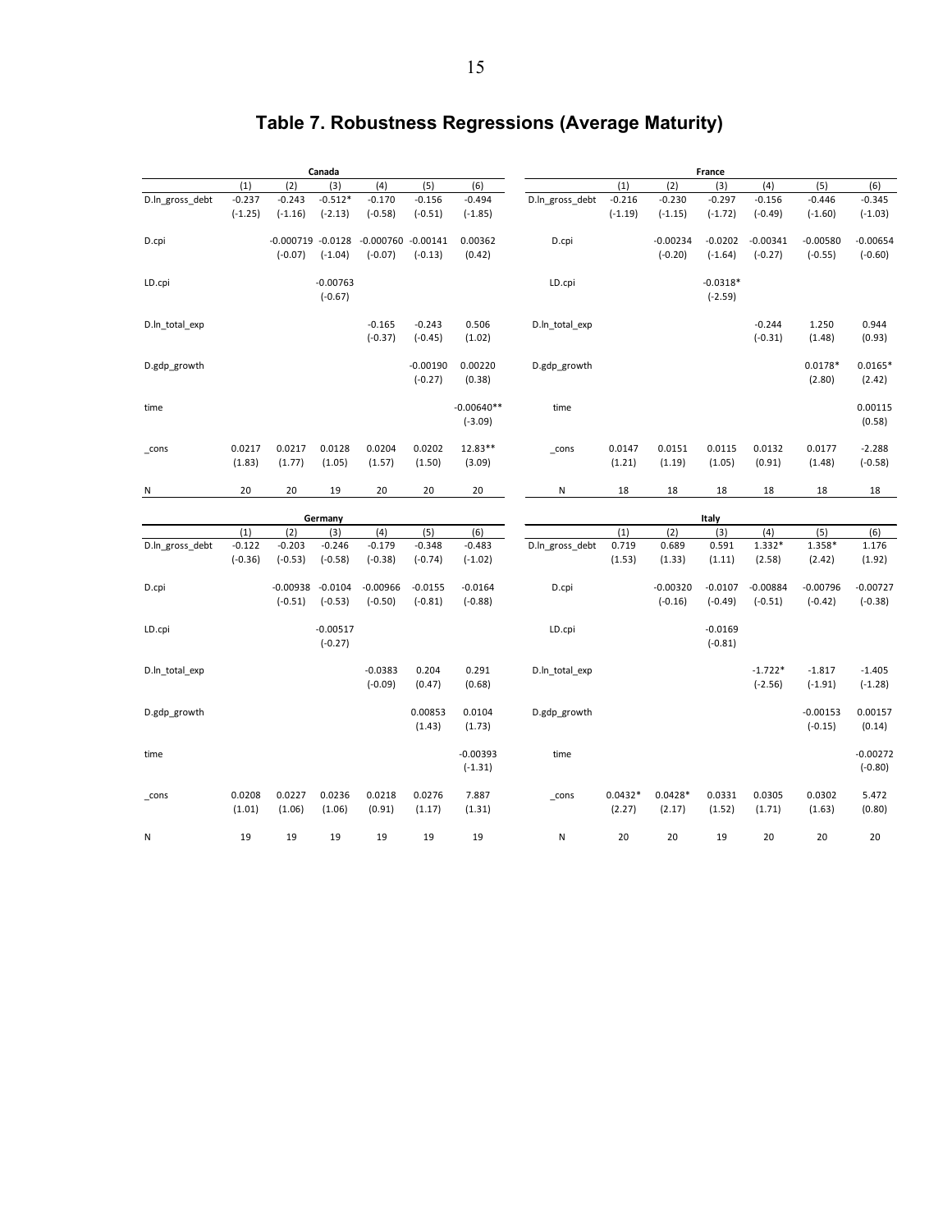# Table 7. Robustness Regressions (Average Maturity)

**Canada**

| | (1) | (2) | (3) | (4) | (5) | (6) |
|---|---|---|---|---|---|---|
| D.ln_gross_debt | -0.237 | -0.243 | -0.512* | -0.170 | -0.156 | -0.494 |
| | (-1.25) | (-1.16) | (-2.13) | (-0.58) | (-0.51) | (-1.85) |
| D.cpi | | -0.000719 | -0.0128 | -0.000760 | -0.00141 | 0.00362 |
| | | (-0.07) | (-1.04) | (-0.07) | (-0.13) | (0.42) |
| LD.cpi | | | -0.00763 | | | |
| | | | (-0.67) | | | |
| D.ln_total_exp | | | | -0.165 | -0.243 | 0.506 |
| | | | | (-0.37) | (-0.45) | (1.02) |
| D.gdp_growth | | | | | -0.00190 | 0.00220 |
| | | | | | (-0.27) | (0.38) |
| time | | | | | | -0.00640** |
| | | | | | | (-3.09) |
| _cons | 0.0217 | 0.0217 | 0.0128 | 0.0204 | 0.0202 | 12.83** |
| | (1.83) | (1.77) | (1.05) | (1.57) | (1.50) | (3.09) |
| N | 20 | 20 | 19 | 20 | 20 | 20 |

**France**

| | (1) | (2) | (3) | (4) | (5) | (6) |
|---|---|---|---|---|---|---|
| D.ln_gross_debt | -0.216 | -0.230 | -0.297 | -0.156 | -0.446 | -0.345 |
| | (-1.19) | (-1.15) | (-1.72) | (-0.49) | (-1.60) | (-1.03) |
| D.cpi | | -0.00234 | -0.0202 | -0.00341 | -0.00580 | -0.00654 |
| | | (-0.20) | (-1.64) | (-0.27) | (-0.55) | (-0.60) |
| LD.cpi | | | -0.0318* | | | |
| | | | (-2.59) | | | |
| D.ln_total_exp | | | | -0.244 | 1.250 | 0.944 |
| | | | | (-0.31) | (1.48) | (0.93) |
| D.gdp_growth | | | | | 0.0178* | 0.0165* |
| | | | | | (2.80) | (2.42) |
| time | | | | | | 0.00115 |
| | | | | | | (0.58) |
| _cons | 0.0147 | 0.0151 | 0.0115 | 0.0132 | 0.0177 | -2.288 |
| | (1.21) | (1.19) | (1.05) | (0.91) | (1.48) | (-0.58) |
| N | 18 | 18 | 18 | 18 | 18 | 18 |

**Germany**

| | (1) | (2) | (3) | (4) | (5) | (6) |
|---|---|---|---|---|---|---|
| D.ln_gross_debt | -0.122 | -0.203 | -0.246 | -0.179 | -0.348 | -0.483 |
| | (-0.36) | (-0.53) | (-0.58) | (-0.38) | (-0.74) | (-1.02) |
| D.cpi | | -0.00938 | -0.0104 | -0.00966 | -0.0155 | -0.0164 |
| | | (-0.51) | (-0.53) | (-0.50) | (-0.81) | (-0.88) |
| LD.cpi | | | -0.00517 | | | |
| | | | (-0.27) | | | |
| D.ln_total_exp | | | | -0.0383 | 0.204 | 0.291 |
| | | | | (-0.09) | (0.47) | (0.68) |
| D.gdp_growth | | | | | 0.00853 | 0.0104 |
| | | | | | (1.43) | (1.73) |
| time | | | | | | -0.00393 |
| | | | | | | (-1.31) |
| _cons | 0.0208 | 0.0227 | 0.0236 | 0.0218 | 0.0276 | 7.887 |
| | (1.01) | (1.06) | (1.06) | (0.91) | (1.17) | (1.31) |
| N | 19 | 19 | 19 | 19 | 19 | 19 |

**Italy**

| | (1) | (2) | (3) | (4) | (5) | (6) |
|---|---|---|---|---|---|---|
| D.ln_gross_debt | 0.719 | 0.689 | 0.591 | 1.332* | 1.358* | 1.176 |
| | (1.53) | (1.33) | (1.11) | (2.58) | (2.42) | (1.92) |
| D.cpi | | -0.00320 | -0.0107 | -0.00884 | -0.00796 | -0.00727 |
| | | (-0.16) | (-0.49) | (-0.51) | (-0.42) | (-0.38) |
| LD.cpi | | | -0.0169 | | | |
| | | | (-0.81) | | | |
| D.ln_total_exp | | | | -1.722* | -1.817 | -1.405 |
| | | | | (-2.56) | (-1.91) | (-1.28) |
| D.gdp_growth | | | | | -0.00153 | 0.00157 |
| | | | | | (-0.15) | (0.14) |
| time | | | | | | -0.00272 |
| | | | | | | (-0.80) |
| _cons | 0.0432* | 0.0428* | 0.0331 | 0.0305 | 0.0302 | 5.472 |
| | (2.27) | (2.17) | (1.52) | (1.71) | (1.63) | (0.80) |
| N | 20 | 20 | 19 | 20 | 20 | 20 |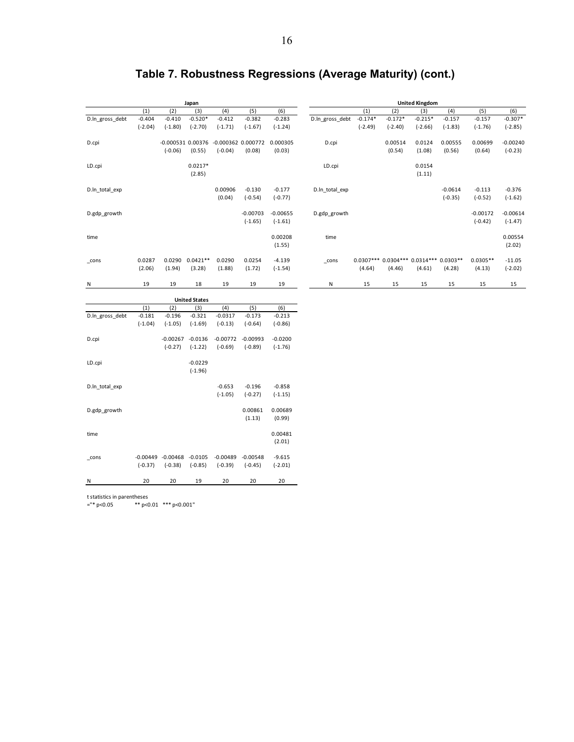# Table 7. Robustness Regressions (Average Maturity) (cont.)

| Japan | (1) | (2) | (3) | (4) | (5) | (6) |
|---|---|---|---|---|---|---|
| D.ln_gross_debt | -0.404 | -0.410 | -0.520* | -0.412 | -0.382 | -0.283 |
| | (-2.04) | (-1.80) | (-2.70) | (-1.71) | (-1.67) | (-1.24) |
| D.cpi | | -0.000531 | 0.00376 | -0.000362 | 0.000772 | 0.000305 |
| | | (-0.06) | (0.55) | (-0.04) | (0.08) | (0.03) |
| LD.cpi | | | 0.0217* | | | |
| | | | (2.85) | | | |
| D.ln_total_exp | | | | 0.00906 | -0.130 | -0.177 |
| | | | | (0.04) | (-0.54) | (-0.77) |
| D.gdp_growth | | | | | -0.00703 | -0.00655 |
| | | | | | (-1.65) | (-1.61) |
| time | | | | | | 0.00208 |
| | | | | | | (1.55) |
| _cons | 0.0287 | 0.0290 | 0.0421** | 0.0290 | 0.0254 | -4.139 |
| | (2.06) | (1.94) | (3.28) | (1.88) | (1.72) | (-1.54) |
| N | 19 | 19 | 18 | 19 | 19 | 19 |

| United Kingdom | (1) | (2) | (3) | (4) | (5) | (6) |
|---|---|---|---|---|---|---|
| D.ln_gross_debt | -0.174* | -0.172* | -0.215* | -0.157 | -0.157 | -0.307* |
| | (-2.49) | (-2.40) | (-2.66) | (-1.83) | (-1.76) | (-2.85) |
| D.cpi | | 0.00514 | 0.0124 | 0.00555 | 0.00699 | -0.00240 |
| | | (0.54) | (1.08) | (0.56) | (0.64) | (-0.23) |
| LD.cpi | | | 0.0154 | | | |
| | | | (1.11) | | | |
| D.ln_total_exp | | | | -0.0614 | -0.113 | -0.376 |
| | | | | (-0.35) | (-0.52) | (-1.62) |
| D.gdp_growth | | | | | -0.00172 | -0.00614 |
| | | | | | (-0.42) | (-1.47) |
| time | | | | | | 0.00554 |
| | | | | | | (2.02) |
| _cons | 0.0307*** | 0.0304*** | 0.0314*** | 0.0303** | 0.0305** | -11.05 |
| | (4.64) | (4.46) | (4.61) | (4.28) | (4.13) | (-2.02) |
| N | 15 | 15 | 15 | 15 | 15 | 15 |

| United States | (1) | (2) | (3) | (4) | (5) | (6) |
|---|---|---|---|---|---|---|
| D.ln_gross_debt | -0.181 | -0.196 | -0.321 | -0.0317 | -0.173 | -0.213 |
| | (-1.04) | (-1.05) | (-1.69) | (-0.13) | (-0.64) | (-0.86) |
| D.cpi | | -0.00267 | -0.0136 | -0.00772 | -0.00993 | -0.0200 |
| | | (-0.27) | (-1.22) | (-0.69) | (-0.89) | (-1.76) |
| LD.cpi | | | -0.0229 | | | |
| | | | (-1.96) | | | |
| D.ln_total_exp | | | | -0.653 | -0.196 | -0.858 |
| | | | | (-1.05) | (-0.27) | (-1.15) |
| D.gdp_growth | | | | | 0.00861 | 0.00689 |
| | | | | | (1.13) | (0.99) |
| time | | | | | | 0.00481 |
| | | | | | | (2.01) |
| _cons | -0.00449 | -0.00468 | -0.0105 | -0.00489 | -0.00548 | -9.615 |
| | (-0.37) | (-0.38) | (-0.85) | (-0.39) | (-0.45) | (-2.01) |
| N | 20 | 20 | 19 | 20 | 20 | 20 |

t statistics in parentheses
="* p<0.05 ** p<0.01 *** p<0.001"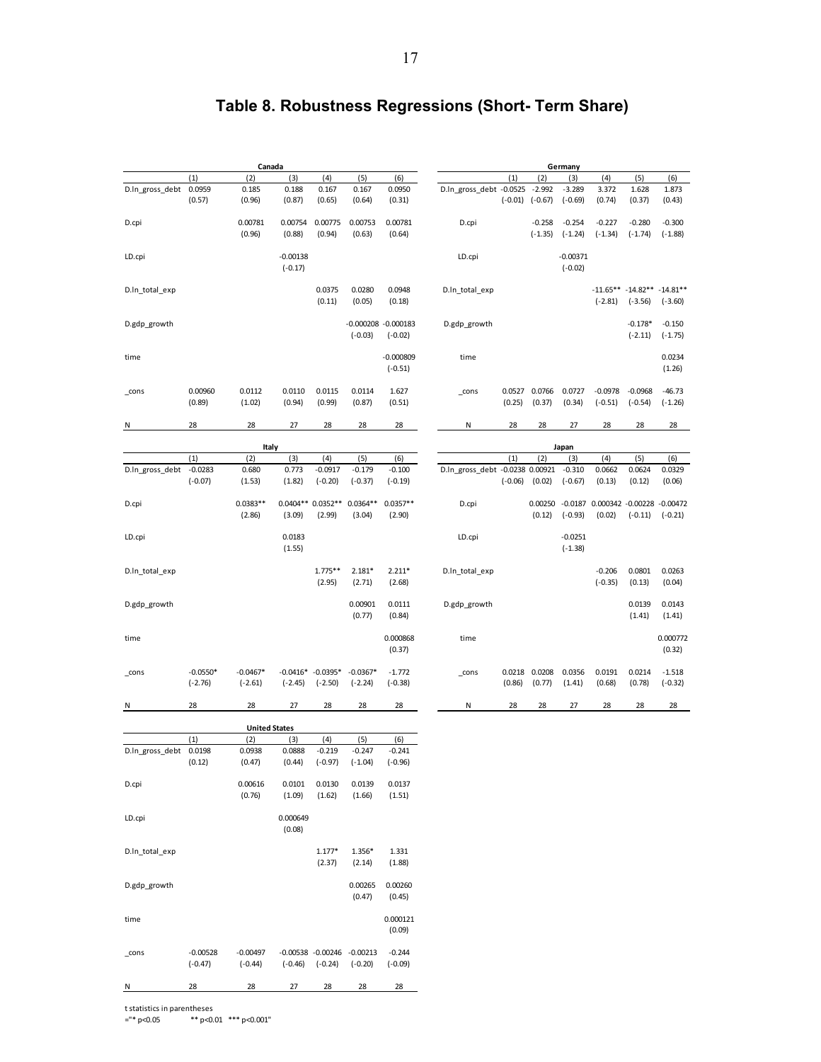# Table 8. Robustness Regressions (Short- Term Share)

| Canada | | | | | | |
|---|---|---|---|---|---|---|
| | (1) | (2) | (3) | (4) | (5) | (6) |
| D.ln_gross_debt | 0.0959 | 0.185 | 0.188 | 0.167 | 0.167 | 0.0950 |
| | (0.57) | (0.96) | (0.87) | (0.65) | (0.64) | (0.31) |
| D.cpi | | 0.00781 | 0.00754 | 0.00775 | 0.00753 | 0.00781 |
| | | (0.96) | (0.88) | (0.94) | (0.63) | (0.64) |
| LD.cpi | | | -0.00138 | | | |
| | | | (-0.17) | | | |
| D.ln_total_exp | | | | 0.0375 | 0.0280 | 0.0948 |
| | | | | (0.11) | (0.05) | (0.18) |
| D.gdp_growth | | | | | -0.000208 | -0.000183 |
| | | | | | (-0.03) | (-0.02) |
| time | | | | | | -0.000809 |
| | | | | | | (-0.51) |
| _cons | 0.00960 | 0.0112 | 0.0110 | 0.0115 | 0.0114 | 1.627 |
| | (0.89) | (1.02) | (0.94) | (0.99) | (0.87) | (0.51) |
| N | 28 | 28 | 27 | 28 | 28 | 28 |

| Germany | | | | | | |
|---|---|---|---|---|---|---|
| | (1) | (2) | (3) | (4) | (5) | (6) |
| D.ln_gross_debt | -0.0525 | -2.992 | -3.289 | 3.372 | 1.628 | 1.873 |
| | (-0.01) | (-0.67) | (-0.69) | (0.74) | (0.37) | (0.43) |
| D.cpi | | -0.258 | -0.254 | -0.227 | -0.280 | -0.300 |
| | | (-1.35) | (-1.24) | (-1.34) | (-1.74) | (-1.88) |
| LD.cpi | | | -0.00371 | | | |
| | | | (-0.02) | | | |
| D.ln_total_exp | | | | -11.65** | -14.82** | -14.81** |
| | | | | (-2.81) | (-3.56) | (-3.60) |
| D.gdp_growth | | | | | -0.178* | -0.150 |
| | | | | | (-2.11) | (-1.75) |
| time | | | | | | 0.0234 |
| | | | | | | (1.26) |
| _cons | 0.0527 | 0.0766 | 0.0727 | -0.0978 | -0.0968 | -46.73 |
| | (0.25) | (0.37) | (0.34) | (-0.51) | (-0.54) | (-1.26) |
| N | 28 | 28 | 27 | 28 | 28 | 28 |

| Italy | | | | | | |
|---|---|---|---|---|---|---|
| | (1) | (2) | (3) | (4) | (5) | (6) |
| D.ln_gross_debt | -0.0283 | 0.680 | 0.773 | -0.0917 | -0.179 | -0.100 |
| | (-0.07) | (1.53) | (1.82) | (-0.20) | (-0.37) | (-0.19) |
| D.cpi | | 0.0383** | 0.0404** | 0.0352** | 0.0364** | 0.0357** |
| | | (2.86) | (3.09) | (2.99) | (3.04) | (2.90) |
| LD.cpi | | | 0.0183 | | | |
| | | | (1.55) | | | |
| D.ln_total_exp | | | | 1.775** | 2.181* | 2.211* |
| | | | | (2.95) | (2.71) | (2.68) |
| D.gdp_growth | | | | | 0.00901 | 0.0111 |
| | | | | | (0.77) | (0.84) |
| time | | | | | | 0.000868 |
| | | | | | | (0.37) |
| _cons | -0.0550* | -0.0467* | -0.0416* | -0.0395* | -0.0367* | -1.772 |
| | (-2.76) | (-2.61) | (-2.45) | (-2.50) | (-2.24) | (-0.38) |
| N | 28 | 28 | 27 | 28 | 28 | 28 |

| Japan | | | | | | |
|---|---|---|---|---|---|---|
| | (1) | (2) | (3) | (4) | (5) | (6) |
| D.ln_gross_debt | -0.0238 | 0.00921 | -0.310 | 0.0662 | 0.0624 | 0.0329 |
| | (-0.06) | (0.02) | (-0.67) | (0.13) | (0.12) | (0.06) |
| D.cpi | | 0.00250 | -0.0187 | 0.000342 | -0.00228 | -0.00472 |
| | | (0.12) | (-0.93) | (0.02) | (-0.11) | (-0.21) |
| LD.cpi | | | -0.0251 | | | |
| | | | (-1.38) | | | |
| D.ln_total_exp | | | | -0.206 | 0.0801 | 0.0263 |
| | | | | (-0.35) | (0.13) | (0.04) |
| D.gdp_growth | | | | | 0.0139 | 0.0143 |
| | | | | | (1.41) | (1.41) |
| time | | | | | | 0.000772 |
| | | | | | | (0.32) |
| _cons | 0.0218 | 0.0208 | 0.0356 | 0.0191 | 0.0214 | -1.518 |
| | (0.86) | (0.77) | (1.41) | (0.68) | (0.78) | (-0.32) |
| N | 28 | 28 | 27 | 28 | 28 | 28 |

| United States | | | | | | |
|---|---|---|---|---|---|---|
| | (1) | (2) | (3) | (4) | (5) | (6) |
| D.ln_gross_debt | 0.0198 | 0.0938 | 0.0888 | -0.219 | -0.247 | -0.241 |
| | (0.12) | (0.47) | (0.44) | (-0.97) | (-1.04) | (-0.96) |
| D.cpi | | 0.00616 | 0.0101 | 0.0130 | 0.0139 | 0.0137 |
| | | (0.76) | (1.09) | (1.62) | (1.66) | (1.51) |
| LD.cpi | | | 0.000649 | | | |
| | | | (0.08) | | | |
| D.ln_total_exp | | | | 1.177* | 1.356* | 1.331 |
| | | | | (2.37) | (2.14) | (1.88) |
| D.gdp_growth | | | | | 0.00265 | 0.00260 |
| | | | | | (0.47) | (0.45) |
| time | | | | | | 0.000121 |
| | | | | | | (0.09) |
| _cons | -0.00528 | -0.00497 | -0.00538 | -0.00246 | -0.00213 | -0.244 |
| | (-0.47) | (-0.44) | (-0.46) | (-0.24) | (-0.20) | (-0.09) |
| N | 28 | 28 | 27 | 28 | 28 | 28 |

t statistics in parentheses

="* p<0.05 ** p<0.01 *** p<0.001"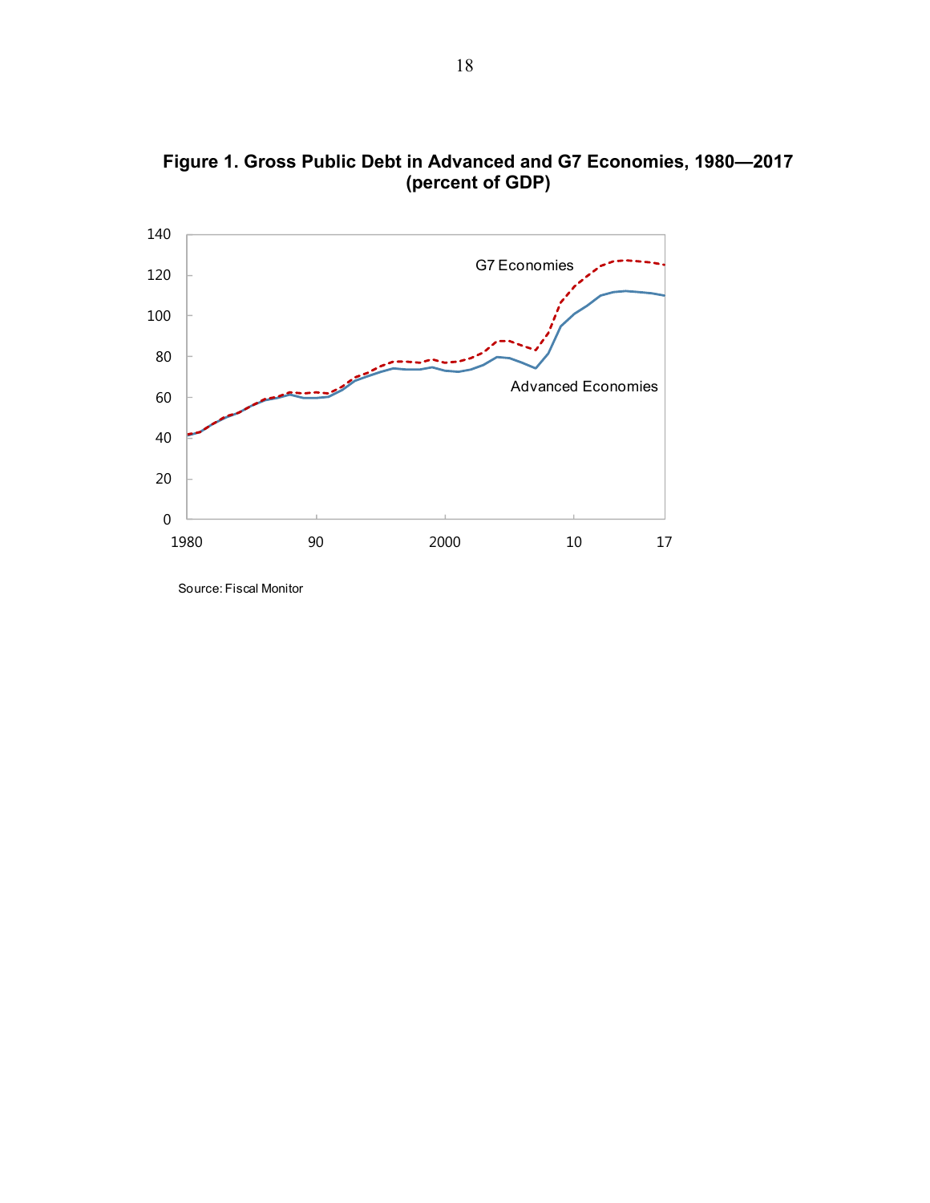**Figure 1. Gross Public Debt in Advanced and G7 Economies, 1980—2017 (percent of GDP)**

Source: Fiscal Monitor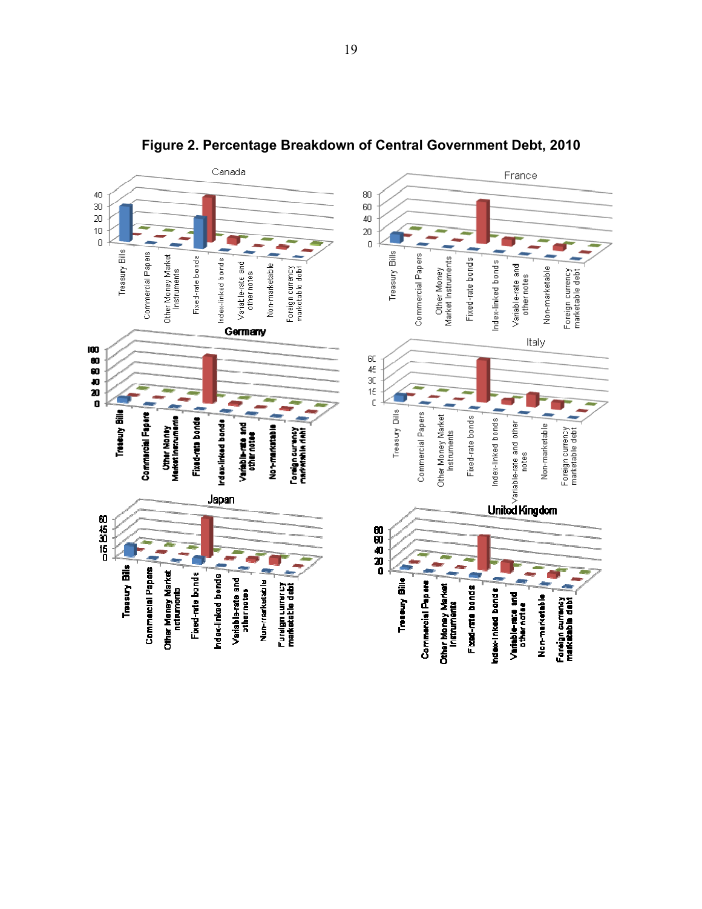**Figure 2. Percentage Breakdown of Central Government Debt, 2010**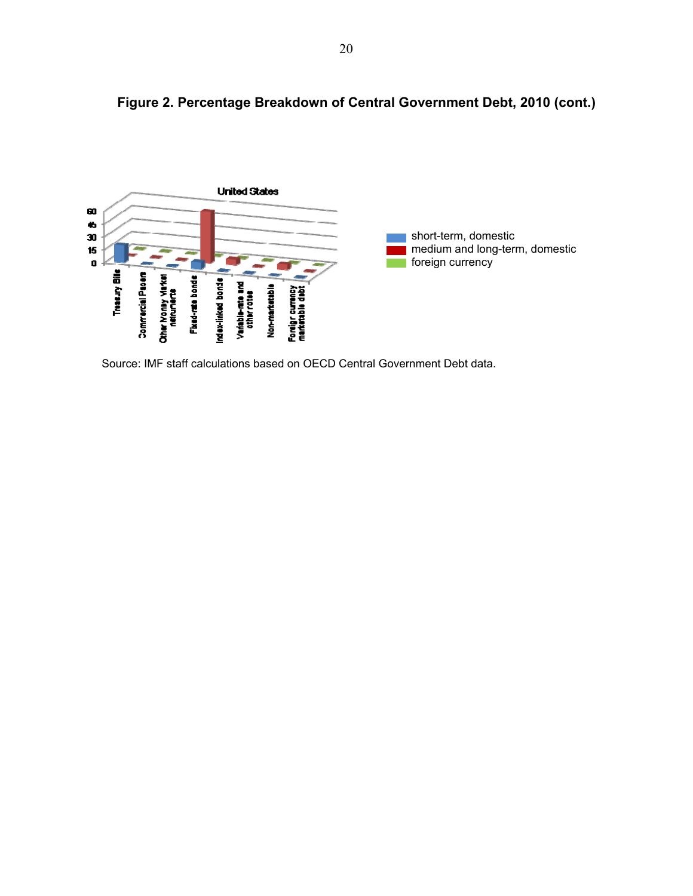**Figure 2. Percentage Breakdown of Central Government Debt, 2010 (cont.)**

Source: IMF staff calculations based on OECD Central Government Debt data.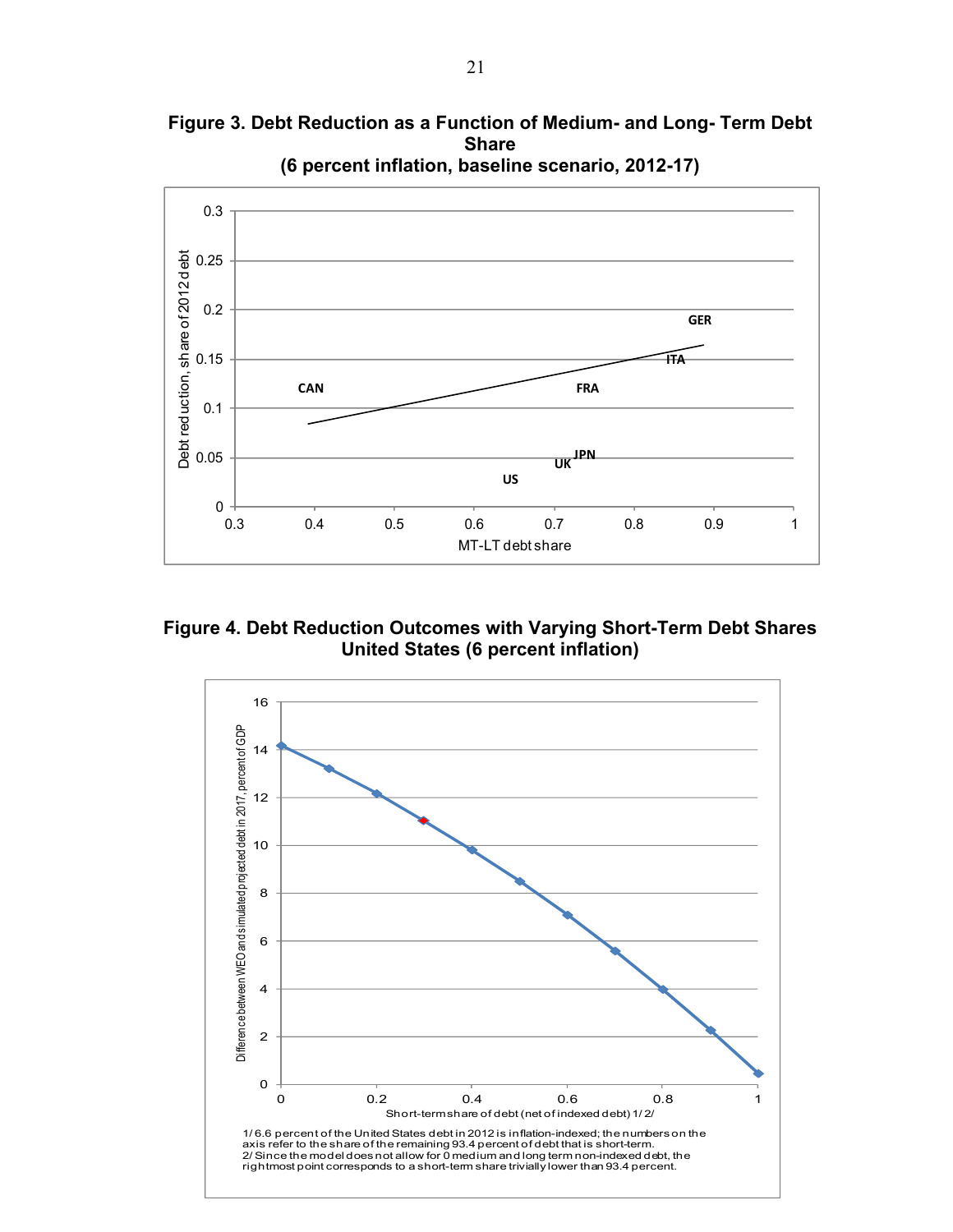**Figure 3. Debt Reduction as a Function of Medium- and Long- Term Debt Share**
**(6 percent inflation, baseline scenario, 2012-17)**

**Figure 4. Debt Reduction Outcomes with Varying Short-Term Debt Shares United States (6 percent inflation)**

1/ 6.6 percent of the United States debt in 2012 is inflation-indexed; the numbers on the axis refer to the share of the remaining 93.4 percent of debt that is short-term.
2/ Since the model does not allow for 0 medium and long term non-indexed debt, the rightmost point corresponds to a short-term share trivially lower than 93.4 percent.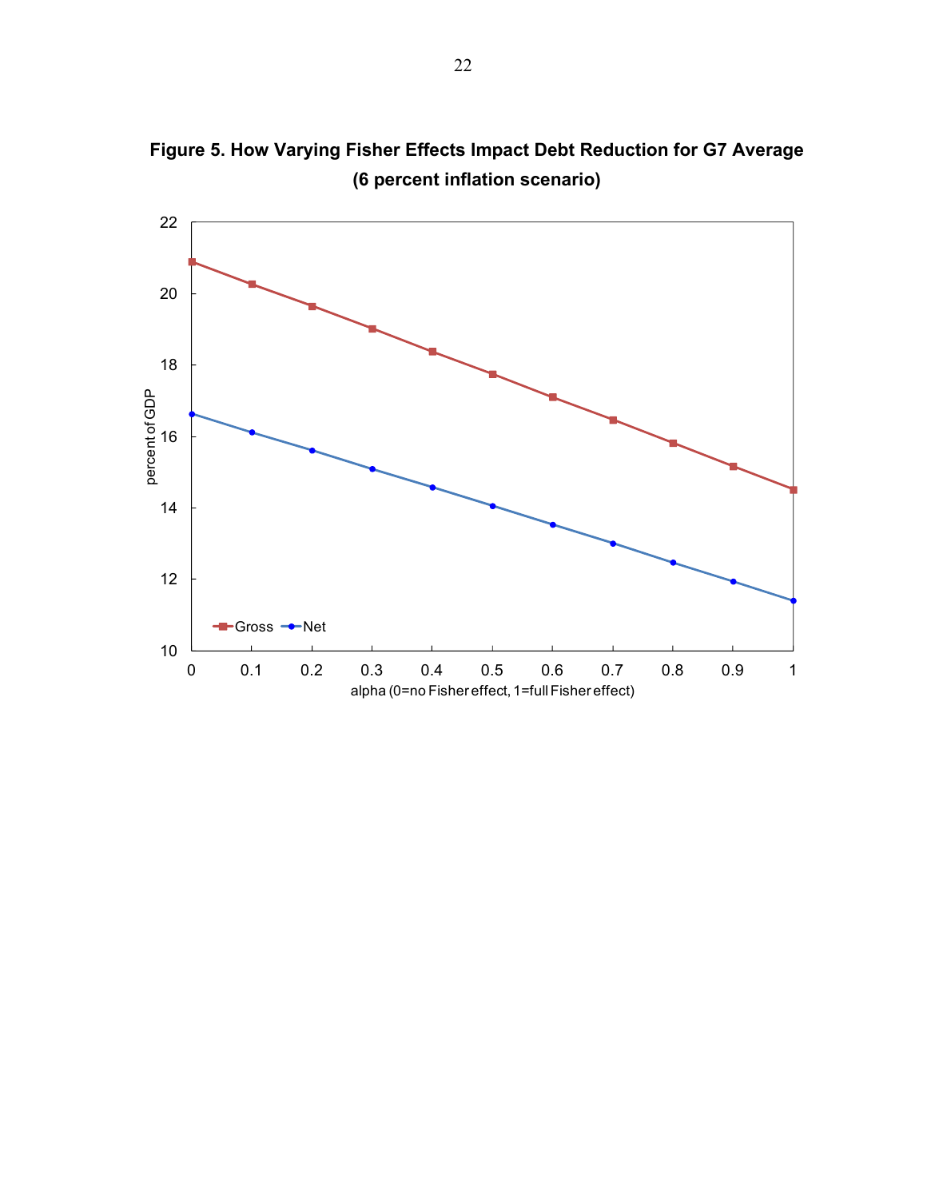**Figure 5. How Varying Fisher Effects Impact Debt Reduction for G7 Average (6 percent inflation scenario)**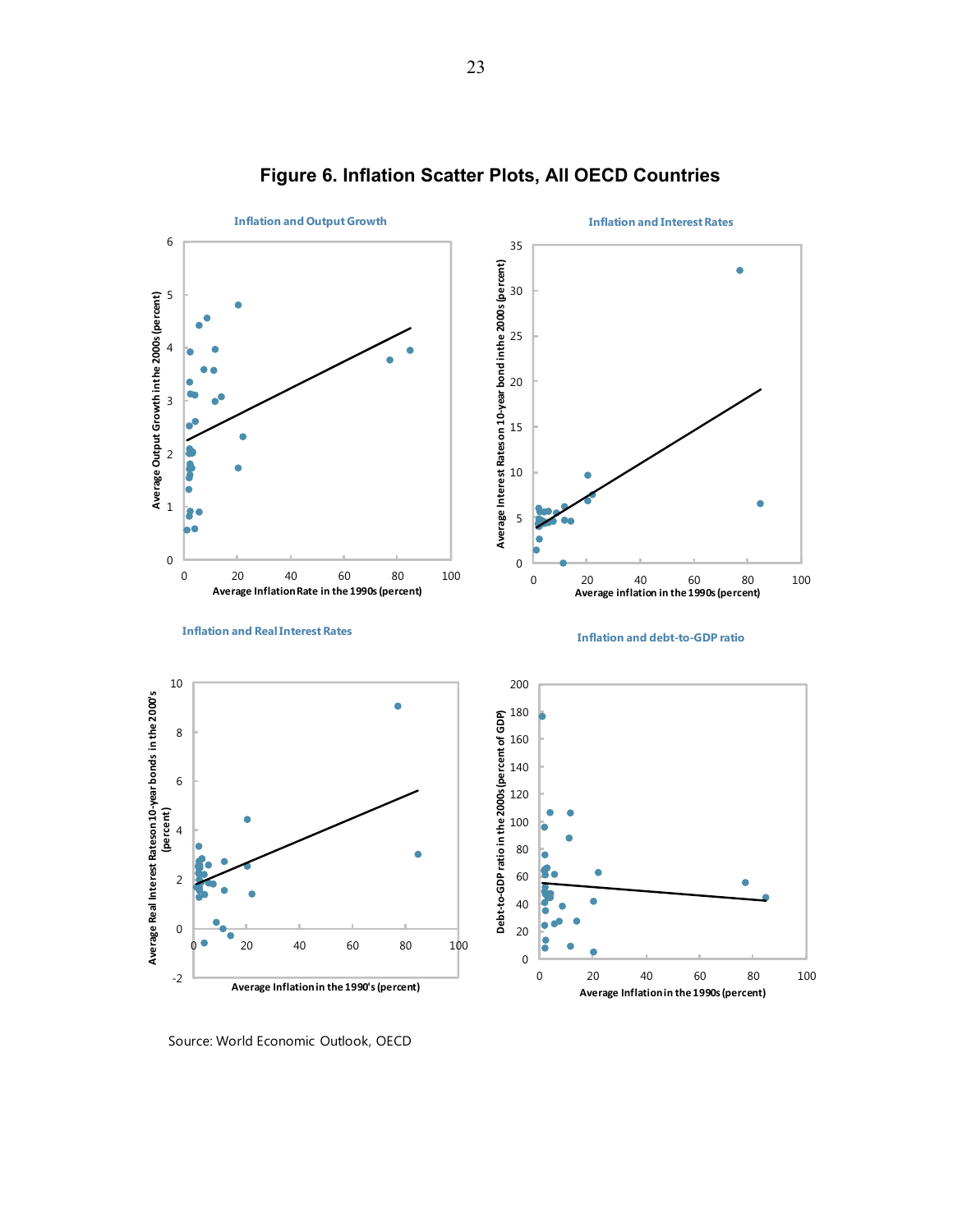# Figure 6. Inflation Scatter Plots, All OECD Countries

Source: World Economic Outlook, OECD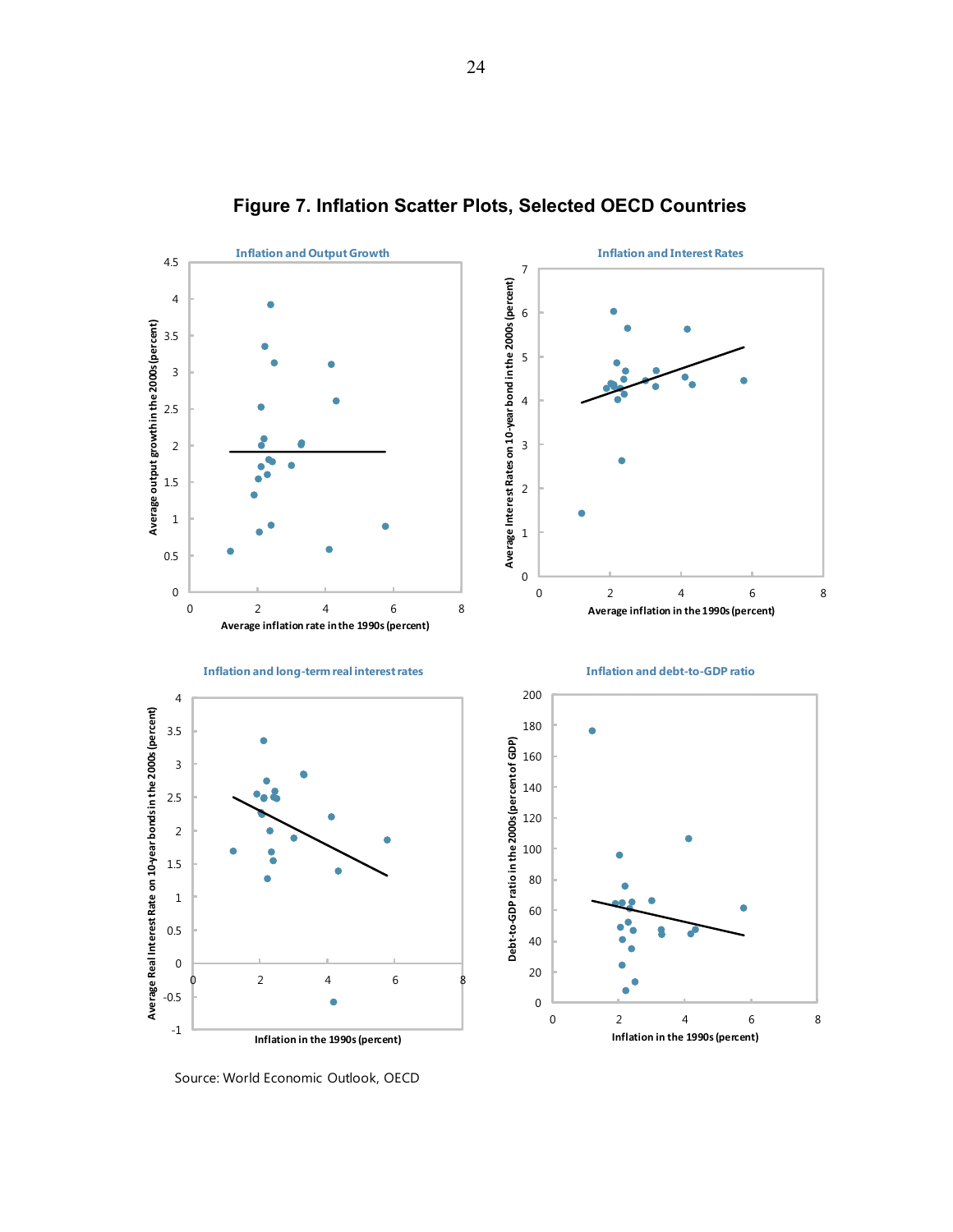## Figure 7. Inflation Scatter Plots, Selected OECD Countries

Source: World Economic Outlook, OECD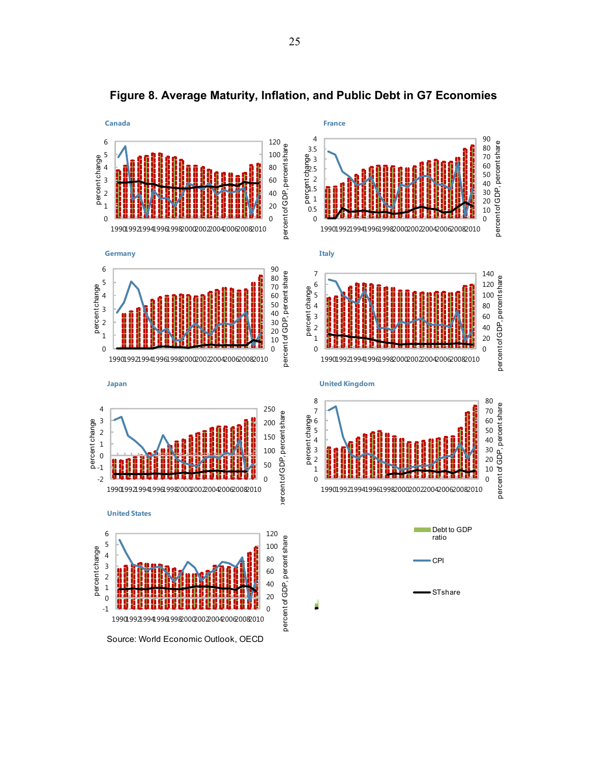# Figure 8. Average Maturity, Inflation, and Public Debt in G7 Economies

Source: World Economic Outlook, OECD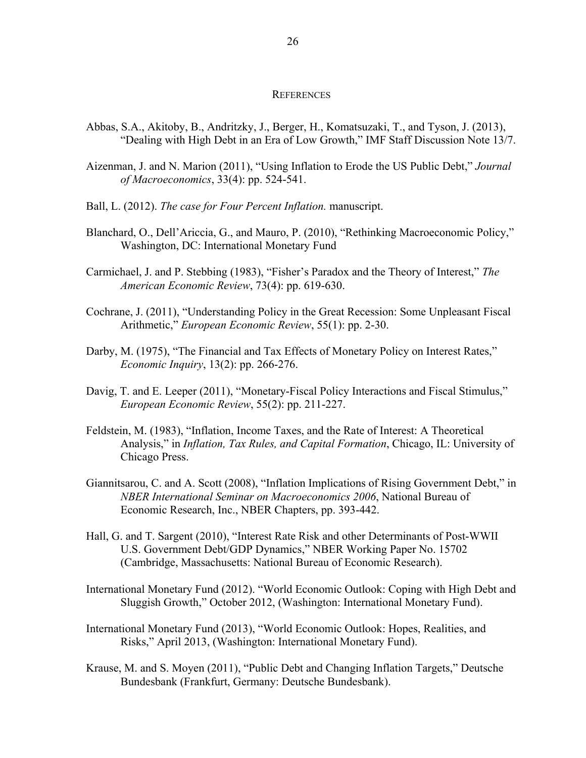## REFERENCES

Abbas, S.A., Akitoby, B., Andritzky, J., Berger, H., Komatsuzaki, T., and Tyson, J. (2013), "Dealing with High Debt in an Era of Low Growth," IMF Staff Discussion Note 13/7.

Aizenman, J. and N. Marion (2011), "Using Inflation to Erode the US Public Debt," *Journal of Macroeconomics*, 33(4): pp. 524-541.

Ball, L. (2012). *The case for Four Percent Inflation.* manuscript.

Blanchard, O., Dell'Ariccia, G., and Mauro, P. (2010), "Rethinking Macroeconomic Policy," Washington, DC: International Monetary Fund

Carmichael, J. and P. Stebbing (1983), "Fisher's Paradox and the Theory of Interest," *The American Economic Review*, 73(4): pp. 619-630.

Cochrane, J. (2011), "Understanding Policy in the Great Recession: Some Unpleasant Fiscal Arithmetic," *European Economic Review*, 55(1): pp. 2-30.

Darby, M. (1975), "The Financial and Tax Effects of Monetary Policy on Interest Rates," *Economic Inquiry*, 13(2): pp. 266-276.

Davig, T. and E. Leeper (2011), "Monetary-Fiscal Policy Interactions and Fiscal Stimulus," *European Economic Review*, 55(2): pp. 211-227.

Feldstein, M. (1983), "Inflation, Income Taxes, and the Rate of Interest: A Theoretical Analysis," in *Inflation, Tax Rules, and Capital Formation*, Chicago, IL: University of Chicago Press.

Giannitsarou, C. and A. Scott (2008), "Inflation Implications of Rising Government Debt," in *NBER International Seminar on Macroeconomics 2006*, National Bureau of Economic Research, Inc., NBER Chapters, pp. 393-442.

Hall, G. and T. Sargent (2010), "Interest Rate Risk and other Determinants of Post-WWII U.S. Government Debt/GDP Dynamics," NBER Working Paper No. 15702 (Cambridge, Massachusetts: National Bureau of Economic Research).

International Monetary Fund (2012). "World Economic Outlook: Coping with High Debt and Sluggish Growth," October 2012, (Washington: International Monetary Fund).

International Monetary Fund (2013), "World Economic Outlook: Hopes, Realities, and Risks," April 2013, (Washington: International Monetary Fund).

Krause, M. and S. Moyen (2011), "Public Debt and Changing Inflation Targets," Deutsche Bundesbank (Frankfurt, Germany: Deutsche Bundesbank).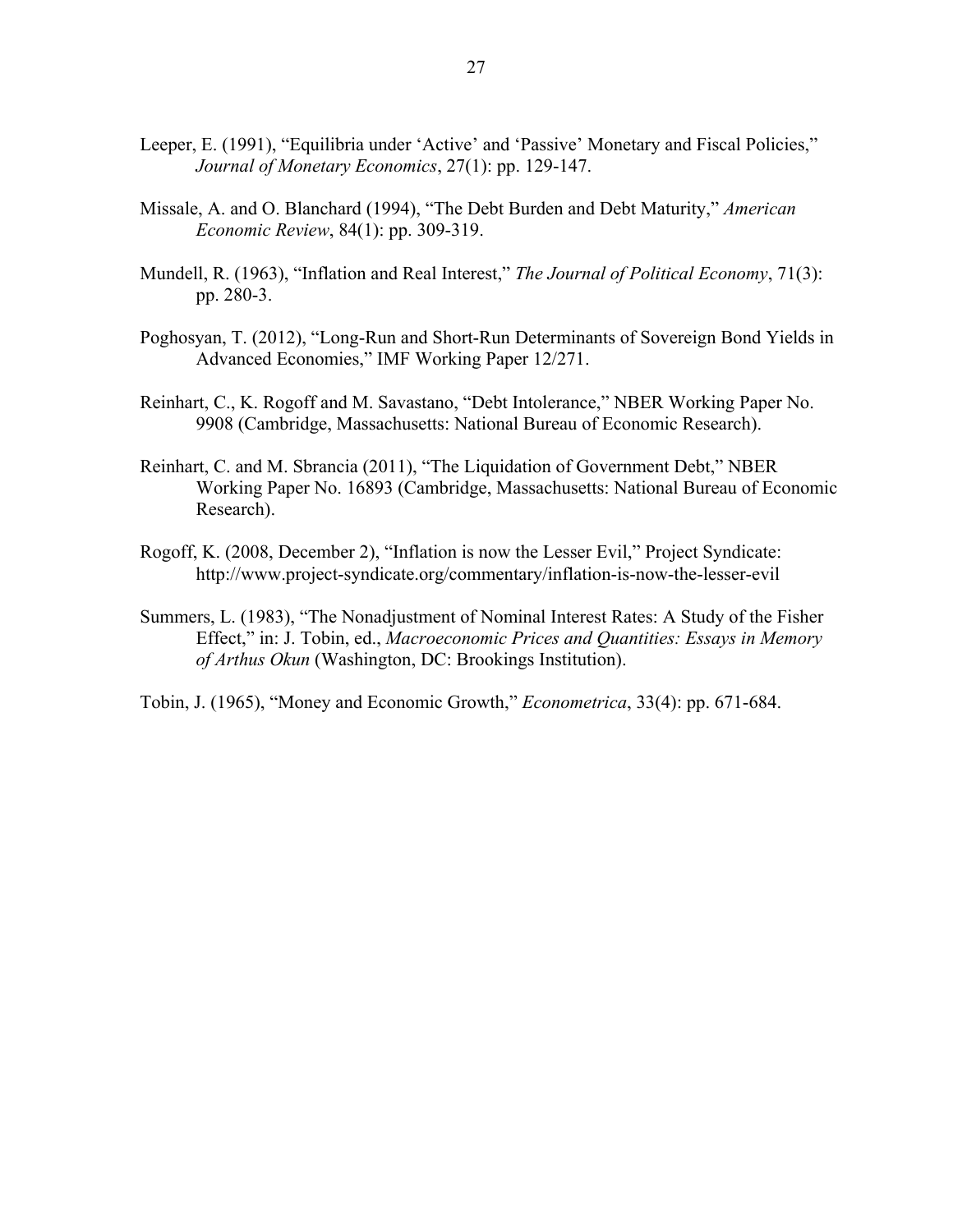Leeper, E. (1991), "Equilibria under 'Active' and 'Passive' Monetary and Fiscal Policies," *Journal of Monetary Economics*, 27(1): pp. 129-147.

Missale, A. and O. Blanchard (1994), "The Debt Burden and Debt Maturity," *American Economic Review*, 84(1): pp. 309-319.

Mundell, R. (1963), "Inflation and Real Interest," *The Journal of Political Economy*, 71(3): pp. 280-3.

Poghosyan, T. (2012), "Long-Run and Short-Run Determinants of Sovereign Bond Yields in Advanced Economies," IMF Working Paper 12/271.

Reinhart, C., K. Rogoff and M. Savastano, "Debt Intolerance," NBER Working Paper No. 9908 (Cambridge, Massachusetts: National Bureau of Economic Research).

Reinhart, C. and M. Sbrancia (2011), "The Liquidation of Government Debt," NBER Working Paper No. 16893 (Cambridge, Massachusetts: National Bureau of Economic Research).

Rogoff, K. (2008, December 2), "Inflation is now the Lesser Evil," Project Syndicate: http://www.project-syndicate.org/commentary/inflation-is-now-the-lesser-evil

Summers, L. (1983), "The Nonadjustment of Nominal Interest Rates: A Study of the Fisher Effect," in: J. Tobin, ed., *Macroeconomic Prices and Quantities: Essays in Memory of Arthus Okun* (Washington, DC: Brookings Institution).

Tobin, J. (1965), "Money and Economic Growth," *Econometrica*, 33(4): pp. 671-684.